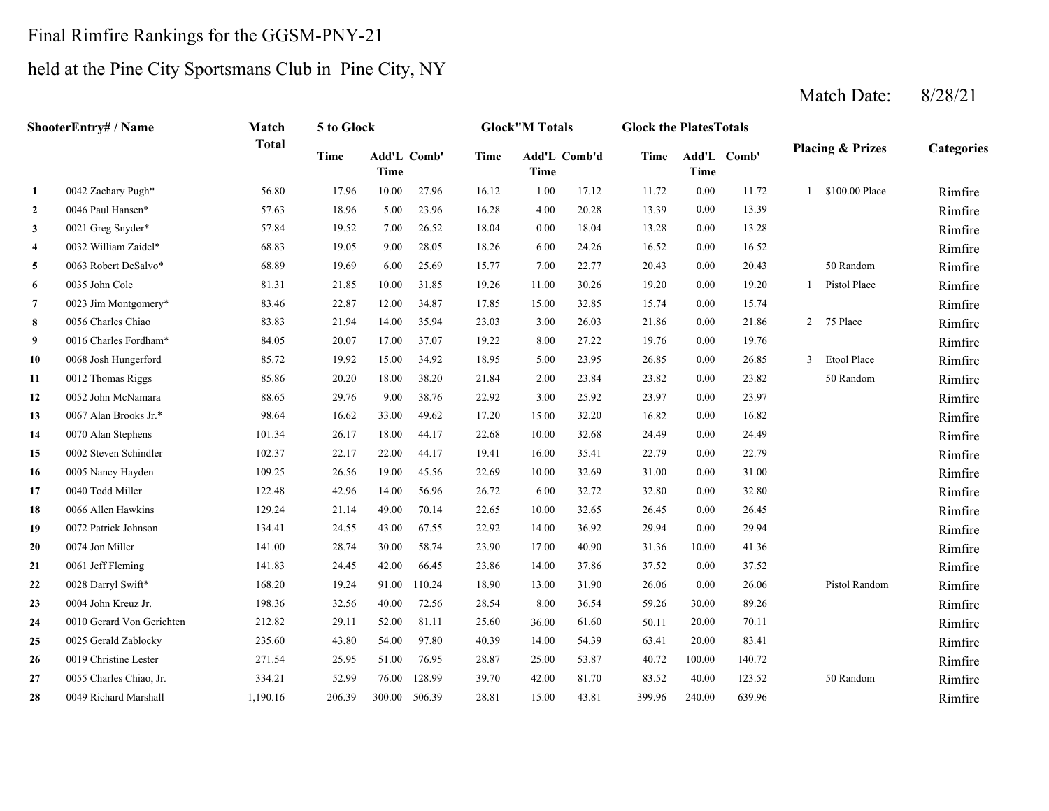Final Rimfire Rankings for the GGSM-PNY-21

held at the Pine City Sportsmans Club in Pine City, NY

Match Date: 8/28/21

| | ShooterEntry# / Name | Match Total | 5 to Glock | | | Glock"M Totals | | | Glock the PlatesTotals | | | Placing & Prizes | | Categories |
|---|---|---|---|---|---|---|---|---|---|---|---|---|---|---|
| | | | Time | Add'L Time | Comb' | Time | Add'L Time | Comb'd | Time | Add'L Time | Comb' | | | |
| 1 | 0042 Zachary Pugh* | 56.80 | 17.96 | 10.00 | 27.96 | 16.12 | 1.00 | 17.12 | 11.72 | 0.00 | 11.72 | 1 | $100.00 Place | Rimfire |
| 2 | 0046 Paul Hansen* | 57.63 | 18.96 | 5.00 | 23.96 | 16.28 | 4.00 | 20.28 | 13.39 | 0.00 | 13.39 | | | Rimfire |
| 3 | 0021 Greg Snyder* | 57.84 | 19.52 | 7.00 | 26.52 | 18.04 | 0.00 | 18.04 | 13.28 | 0.00 | 13.28 | | | Rimfire |
| 4 | 0032 William Zaidel* | 68.83 | 19.05 | 9.00 | 28.05 | 18.26 | 6.00 | 24.26 | 16.52 | 0.00 | 16.52 | | | Rimfire |
| 5 | 0063 Robert DeSalvo* | 68.89 | 19.69 | 6.00 | 25.69 | 15.77 | 7.00 | 22.77 | 20.43 | 0.00 | 20.43 | | 50 Random | Rimfire |
| 6 | 0035 John Cole | 81.31 | 21.85 | 10.00 | 31.85 | 19.26 | 11.00 | 30.26 | 19.20 | 0.00 | 19.20 | 1 | Pistol Place | Rimfire |
| 7 | 0023 Jim Montgomery* | 83.46 | 22.87 | 12.00 | 34.87 | 17.85 | 15.00 | 32.85 | 15.74 | 0.00 | 15.74 | | | Rimfire |
| 8 | 0056 Charles Chiao | 83.83 | 21.94 | 14.00 | 35.94 | 23.03 | 3.00 | 26.03 | 21.86 | 0.00 | 21.86 | 2 | 75 Place | Rimfire |
| 9 | 0016 Charles Fordham* | 84.05 | 20.07 | 17.00 | 37.07 | 19.22 | 8.00 | 27.22 | 19.76 | 0.00 | 19.76 | | | Rimfire |
| 10 | 0068 Josh Hungerford | 85.72 | 19.92 | 15.00 | 34.92 | 18.95 | 5.00 | 23.95 | 26.85 | 0.00 | 26.85 | 3 | Etool Place | Rimfire |
| 11 | 0012 Thomas Riggs | 85.86 | 20.20 | 18.00 | 38.20 | 21.84 | 2.00 | 23.84 | 23.82 | 0.00 | 23.82 | | 50 Random | Rimfire |
| 12 | 0052 John McNamara | 88.65 | 29.76 | 9.00 | 38.76 | 22.92 | 3.00 | 25.92 | 23.97 | 0.00 | 23.97 | | | Rimfire |
| 13 | 0067 Alan Brooks Jr.* | 98.64 | 16.62 | 33.00 | 49.62 | 17.20 | 15.00 | 32.20 | 16.82 | 0.00 | 16.82 | | | Rimfire |
| 14 | 0070 Alan Stephens | 101.34 | 26.17 | 18.00 | 44.17 | 22.68 | 10.00 | 32.68 | 24.49 | 0.00 | 24.49 | | | Rimfire |
| 15 | 0002 Steven Schindler | 102.37 | 22.17 | 22.00 | 44.17 | 19.41 | 16.00 | 35.41 | 22.79 | 0.00 | 22.79 | | | Rimfire |
| 16 | 0005 Nancy Hayden | 109.25 | 26.56 | 19.00 | 45.56 | 22.69 | 10.00 | 32.69 | 31.00 | 0.00 | 31.00 | | | Rimfire |
| 17 | 0040 Todd Miller | 122.48 | 42.96 | 14.00 | 56.96 | 26.72 | 6.00 | 32.72 | 32.80 | 0.00 | 32.80 | | | Rimfire |
| 18 | 0066 Allen Hawkins | 129.24 | 21.14 | 49.00 | 70.14 | 22.65 | 10.00 | 32.65 | 26.45 | 0.00 | 26.45 | | | Rimfire |
| 19 | 0072 Patrick Johnson | 134.41 | 24.55 | 43.00 | 67.55 | 22.92 | 14.00 | 36.92 | 29.94 | 0.00 | 29.94 | | | Rimfire |
| 20 | 0074 Jon Miller | 141.00 | 28.74 | 30.00 | 58.74 | 23.90 | 17.00 | 40.90 | 31.36 | 10.00 | 41.36 | | | Rimfire |
| 21 | 0061 Jeff Fleming | 141.83 | 24.45 | 42.00 | 66.45 | 23.86 | 14.00 | 37.86 | 37.52 | 0.00 | 37.52 | | | Rimfire |
| 22 | 0028 Darryl Swift* | 168.20 | 19.24 | 91.00 | 110.24 | 18.90 | 13.00 | 31.90 | 26.06 | 0.00 | 26.06 | | Pistol Random | Rimfire |
| 23 | 0004 John Kreuz Jr. | 198.36 | 32.56 | 40.00 | 72.56 | 28.54 | 8.00 | 36.54 | 59.26 | 30.00 | 89.26 | | | Rimfire |
| 24 | 0010 Gerard Von Gerichten | 212.82 | 29.11 | 52.00 | 81.11 | 25.60 | 36.00 | 61.60 | 50.11 | 20.00 | 70.11 | | | Rimfire |
| 25 | 0025 Gerald Zablocky | 235.60 | 43.80 | 54.00 | 97.80 | 40.39 | 14.00 | 54.39 | 63.41 | 20.00 | 83.41 | | | Rimfire |
| 26 | 0019 Christine Lester | 271.54 | 25.95 | 51.00 | 76.95 | 28.87 | 25.00 | 53.87 | 40.72 | 100.00 | 140.72 | | | Rimfire |
| 27 | 0055 Charles Chiao, Jr. | 334.21 | 52.99 | 76.00 | 128.99 | 39.70 | 42.00 | 81.70 | 83.52 | 40.00 | 123.52 | | 50 Random | Rimfire |
| 28 | 0049 Richard Marshall | 1,190.16 | 206.39 | 300.00 | 506.39 | 28.81 | 15.00 | 43.81 | 399.96 | 240.00 | 639.96 | | | Rimfire |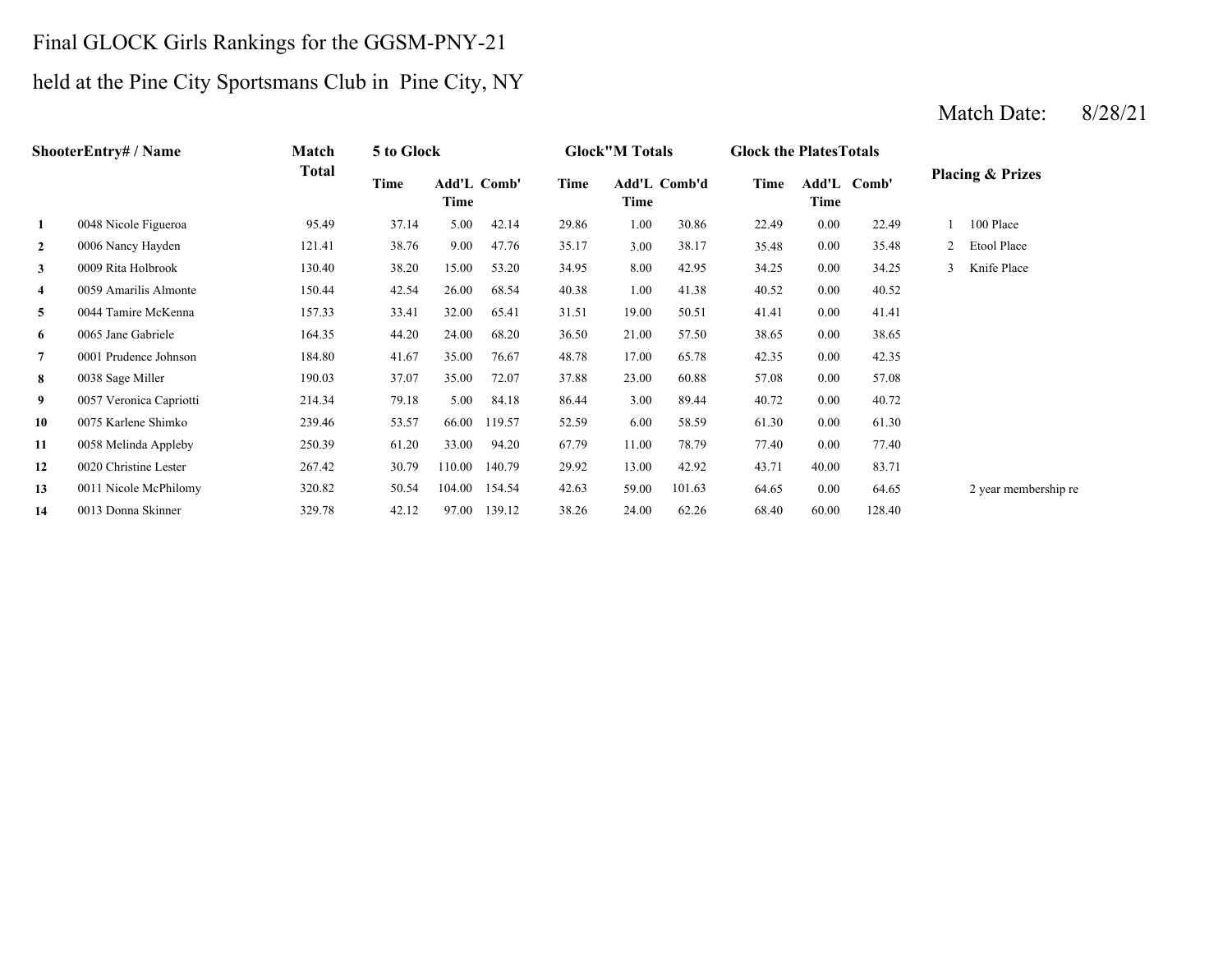# Final GLOCK Girls Rankings for the GGSM-PNY-21

## held at the Pine City Sportsmans Club in Pine City, NY

Match Date: 8/28/21

| ShooterEntry# / Name | | Match Total | 5 to Glock | | | Glock"M Totals | | | Glock the PlatesTotals | | | Placing & Prizes | |
|---|---|---|---|---|---|---|---|---|---|---|---|---|---|
| | | | Time | Add'L Time | Comb' | Time | Add'L Time | Comb'd | Time | Add'L Time | Comb' | | |
| 1 | 0048 Nicole Figueroa | 95.49 | 37.14 | 5.00 | 42.14 | 29.86 | 1.00 | 30.86 | 22.49 | 0.00 | 22.49 | 1 | 100 Place |
| 2 | 0006 Nancy Hayden | 121.41 | 38.76 | 9.00 | 47.76 | 35.17 | 3.00 | 38.17 | 35.48 | 0.00 | 35.48 | 2 | Etool Place |
| 3 | 0009 Rita Holbrook | 130.40 | 38.20 | 15.00 | 53.20 | 34.95 | 8.00 | 42.95 | 34.25 | 0.00 | 34.25 | 3 | Knife Place |
| 4 | 0059 Amarilis Almonte | 150.44 | 42.54 | 26.00 | 68.54 | 40.38 | 1.00 | 41.38 | 40.52 | 0.00 | 40.52 | | |
| 5 | 0044 Tamire McKenna | 157.33 | 33.41 | 32.00 | 65.41 | 31.51 | 19.00 | 50.51 | 41.41 | 0.00 | 41.41 | | |
| 6 | 0065 Jane Gabriele | 164.35 | 44.20 | 24.00 | 68.20 | 36.50 | 21.00 | 57.50 | 38.65 | 0.00 | 38.65 | | |
| 7 | 0001 Prudence Johnson | 184.80 | 41.67 | 35.00 | 76.67 | 48.78 | 17.00 | 65.78 | 42.35 | 0.00 | 42.35 | | |
| 8 | 0038 Sage Miller | 190.03 | 37.07 | 35.00 | 72.07 | 37.88 | 23.00 | 60.88 | 57.08 | 0.00 | 57.08 | | |
| 9 | 0057 Veronica Capriotti | 214.34 | 79.18 | 5.00 | 84.18 | 86.44 | 3.00 | 89.44 | 40.72 | 0.00 | 40.72 | | |
| 10 | 0075 Karlene Shimko | 239.46 | 53.57 | 66.00 | 119.57 | 52.59 | 6.00 | 58.59 | 61.30 | 0.00 | 61.30 | | |
| 11 | 0058 Melinda Appleby | 250.39 | 61.20 | 33.00 | 94.20 | 67.79 | 11.00 | 78.79 | 77.40 | 0.00 | 77.40 | | |
| 12 | 0020 Christine Lester | 267.42 | 30.79 | 110.00 | 140.79 | 29.92 | 13.00 | 42.92 | 43.71 | 40.00 | 83.71 | | |
| 13 | 0011 Nicole McPhilomy | 320.82 | 50.54 | 104.00 | 154.54 | 42.63 | 59.00 | 101.63 | 64.65 | 0.00 | 64.65 | | 2 year membership re |
| 14 | 0013 Donna Skinner | 329.78 | 42.12 | 97.00 | 139.12 | 38.26 | 24.00 | 62.26 | 68.40 | 60.00 | 128.40 | | |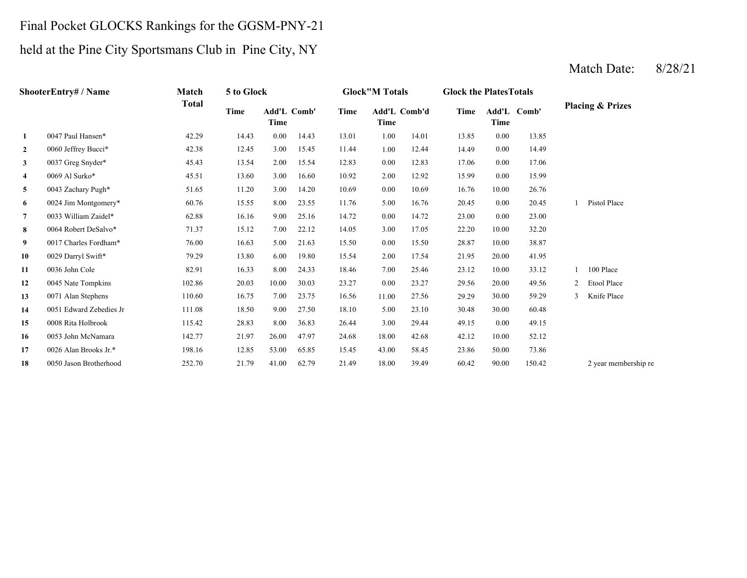# Final Pocket GLOCKS Rankings for the GGSM-PNY-21

## held at the Pine City Sportsmans Club in Pine City, NY

Match Date: 8/28/21

| Shooter | Entry# / Name | Match Total | 5 to Glock | | | Glock"M Totals | | | Glock the Plates Totals | | | Placing & Prizes | |
|---|---|---|---|---|---|---|---|---|---|---|---|---|---|
| | | | Time | Add'L Time | Comb' | Time | Add'L Time | Comb'd | Time | Add'L Time | Comb' | | |
| 1 | 0047 Paul Hansen* | 42.29 | 14.43 | 0.00 | 14.43 | 13.01 | 1.00 | 14.01 | 13.85 | 0.00 | 13.85 | | |
| 2 | 0060 Jeffrey Bucci* | 42.38 | 12.45 | 3.00 | 15.45 | 11.44 | 1.00 | 12.44 | 14.49 | 0.00 | 14.49 | | |
| 3 | 0037 Greg Snyder* | 45.43 | 13.54 | 2.00 | 15.54 | 12.83 | 0.00 | 12.83 | 17.06 | 0.00 | 17.06 | | |
| 4 | 0069 Al Surko* | 45.51 | 13.60 | 3.00 | 16.60 | 10.92 | 2.00 | 12.92 | 15.99 | 0.00 | 15.99 | | |
| 5 | 0043 Zachary Pugh* | 51.65 | 11.20 | 3.00 | 14.20 | 10.69 | 0.00 | 10.69 | 16.76 | 10.00 | 26.76 | | |
| 6 | 0024 Jim Montgomery* | 60.76 | 15.55 | 8.00 | 23.55 | 11.76 | 5.00 | 16.76 | 20.45 | 0.00 | 20.45 | 1 | Pistol Place |
| 7 | 0033 William Zaidel* | 62.88 | 16.16 | 9.00 | 25.16 | 14.72 | 0.00 | 14.72 | 23.00 | 0.00 | 23.00 | | |
| 8 | 0064 Robert DeSalvo* | 71.37 | 15.12 | 7.00 | 22.12 | 14.05 | 3.00 | 17.05 | 22.20 | 10.00 | 32.20 | | |
| 9 | 0017 Charles Fordham* | 76.00 | 16.63 | 5.00 | 21.63 | 15.50 | 0.00 | 15.50 | 28.87 | 10.00 | 38.87 | | |
| 10 | 0029 Darryl Swift* | 79.29 | 13.80 | 6.00 | 19.80 | 15.54 | 2.00 | 17.54 | 21.95 | 20.00 | 41.95 | | |
| 11 | 0036 John Cole | 82.91 | 16.33 | 8.00 | 24.33 | 18.46 | 7.00 | 25.46 | 23.12 | 10.00 | 33.12 | 1 | 100 Place |
| 12 | 0045 Nate Tompkins | 102.86 | 20.03 | 10.00 | 30.03 | 23.27 | 0.00 | 23.27 | 29.56 | 20.00 | 49.56 | 2 | Etool Place |
| 13 | 0071 Alan Stephens | 110.60 | 16.75 | 7.00 | 23.75 | 16.56 | 11.00 | 27.56 | 29.29 | 30.00 | 59.29 | 3 | Knife Place |
| 14 | 0051 Edward Zebedies Jr | 111.08 | 18.50 | 9.00 | 27.50 | 18.10 | 5.00 | 23.10 | 30.48 | 30.00 | 60.48 | | |
| 15 | 0008 Rita Holbrook | 115.42 | 28.83 | 8.00 | 36.83 | 26.44 | 3.00 | 29.44 | 49.15 | 0.00 | 49.15 | | |
| 16 | 0053 John McNamara | 142.77 | 21.97 | 26.00 | 47.97 | 24.68 | 18.00 | 42.68 | 42.12 | 10.00 | 52.12 | | |
| 17 | 0026 Alan Brooks Jr.* | 198.16 | 12.85 | 53.00 | 65.85 | 15.45 | 43.00 | 58.45 | 23.86 | 50.00 | 73.86 | | |
| 18 | 0050 Jason Brotherhood | 252.70 | 21.79 | 41.00 | 62.79 | 21.49 | 18.00 | 39.49 | 60.42 | 90.00 | 150.42 | | 2 year membership re |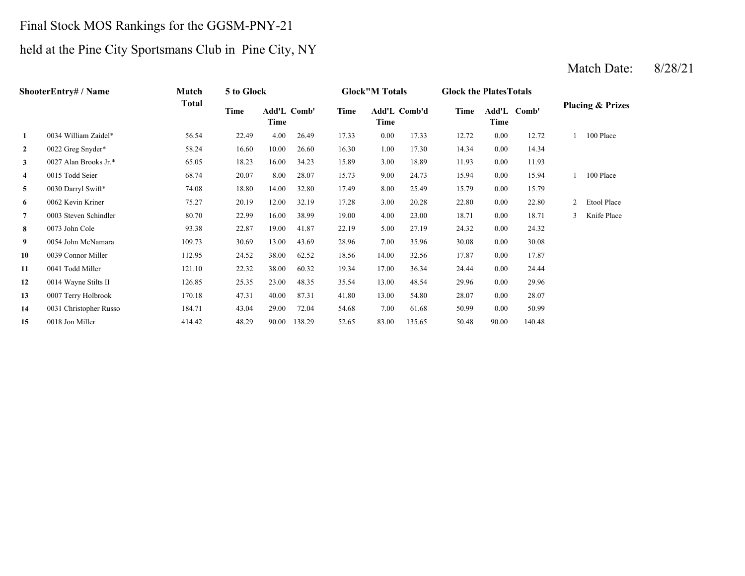# Final Stock MOS Rankings for the GGSM-PNY-21

## held at the Pine City Sportsmans Club in Pine City, NY

Match Date: 8/28/21

| | ShooterEntry# / Name | Match Total | 5 to Glock | | | Glock"M Totals | | | Glock the PlatesTotals | | | Placing & Prizes | |
|---|---|---|---|---|---|---|---|---|---|---|---|---|---|
| | | | Time | Add'L Time | Comb' | Time | Add'L Time | Comb'd | Time | Add'L Time | Comb' | | |
| 1 | 0034 William Zaidel* | 56.54 | 22.49 | 4.00 | 26.49 | 17.33 | 0.00 | 17.33 | 12.72 | 0.00 | 12.72 | 1 | 100 Place |
| 2 | 0022 Greg Snyder* | 58.24 | 16.60 | 10.00 | 26.60 | 16.30 | 1.00 | 17.30 | 14.34 | 0.00 | 14.34 | | |
| 3 | 0027 Alan Brooks Jr.* | 65.05 | 18.23 | 16.00 | 34.23 | 15.89 | 3.00 | 18.89 | 11.93 | 0.00 | 11.93 | | |
| 4 | 0015 Todd Seier | 68.74 | 20.07 | 8.00 | 28.07 | 15.73 | 9.00 | 24.73 | 15.94 | 0.00 | 15.94 | 1 | 100 Place |
| 5 | 0030 Darryl Swift* | 74.08 | 18.80 | 14.00 | 32.80 | 17.49 | 8.00 | 25.49 | 15.79 | 0.00 | 15.79 | | |
| 6 | 0062 Kevin Kriner | 75.27 | 20.19 | 12.00 | 32.19 | 17.28 | 3.00 | 20.28 | 22.80 | 0.00 | 22.80 | 2 | Etool Place |
| 7 | 0003 Steven Schindler | 80.70 | 22.99 | 16.00 | 38.99 | 19.00 | 4.00 | 23.00 | 18.71 | 0.00 | 18.71 | 3 | Knife Place |
| 8 | 0073 John Cole | 93.38 | 22.87 | 19.00 | 41.87 | 22.19 | 5.00 | 27.19 | 24.32 | 0.00 | 24.32 | | |
| 9 | 0054 John McNamara | 109.73 | 30.69 | 13.00 | 43.69 | 28.96 | 7.00 | 35.96 | 30.08 | 0.00 | 30.08 | | |
| 10 | 0039 Connor Miller | 112.95 | 24.52 | 38.00 | 62.52 | 18.56 | 14.00 | 32.56 | 17.87 | 0.00 | 17.87 | | |
| 11 | 0041 Todd Miller | 121.10 | 22.32 | 38.00 | 60.32 | 19.34 | 17.00 | 36.34 | 24.44 | 0.00 | 24.44 | | |
| 12 | 0014 Wayne Stilts II | 126.85 | 25.35 | 23.00 | 48.35 | 35.54 | 13.00 | 48.54 | 29.96 | 0.00 | 29.96 | | |
| 13 | 0007 Terry Holbrook | 170.18 | 47.31 | 40.00 | 87.31 | 41.80 | 13.00 | 54.80 | 28.07 | 0.00 | 28.07 | | |
| 14 | 0031 Christopher Russo | 184.71 | 43.04 | 29.00 | 72.04 | 54.68 | 7.00 | 61.68 | 50.99 | 0.00 | 50.99 | | |
| 15 | 0018 Jon Miller | 414.42 | 48.29 | 90.00 | 138.29 | 52.65 | 83.00 | 135.65 | 50.48 | 90.00 | 140.48 | | |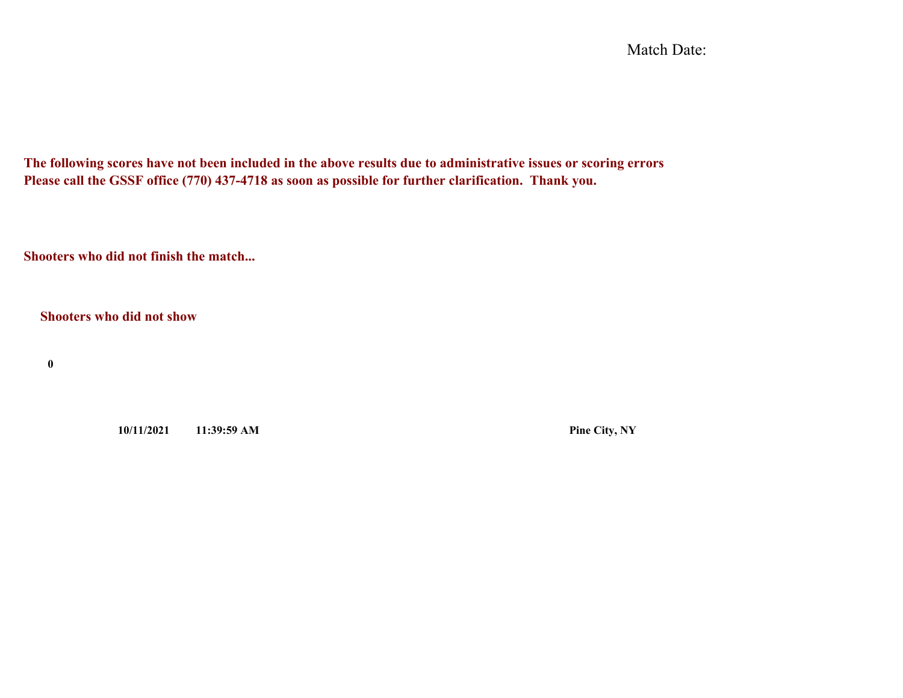Match Date:

**The following scores have not been included in the above results due to administrative issues or scoring errors**
**Please call the GSSF office (770) 437-4718 as soon as possible for further clarification. Thank you.**

**Shooters who did not finish the match...**

**Shooters who did not show**

**0**

**10/11/2021 11:39:59 AM** **Pine City, NY**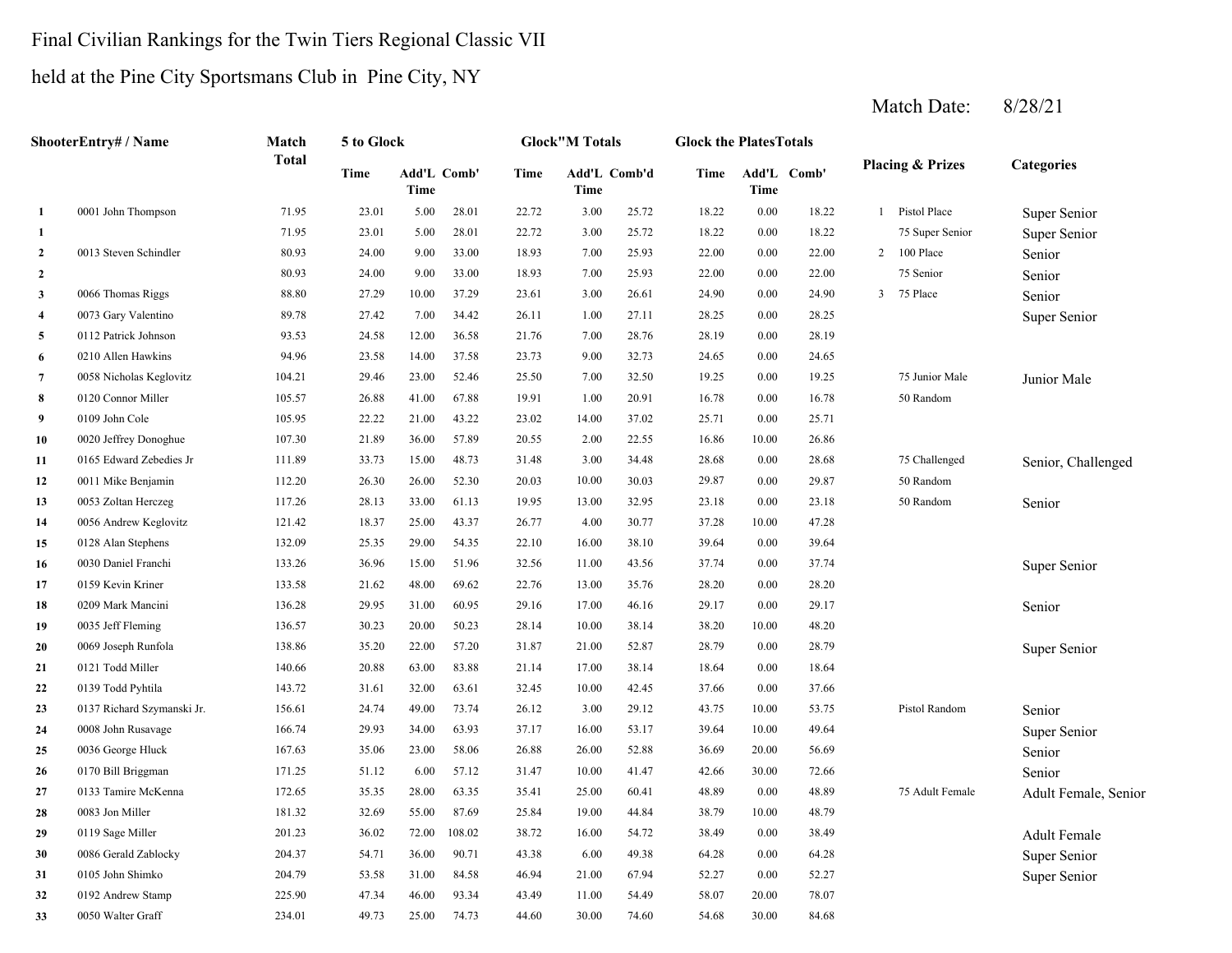Final Civilian Rankings for the Twin Tiers Regional Classic VII

held at the Pine City Sportsmans Club in Pine City, NY

Match Date: 8/28/21

| ShooterEntry# / Name | | Match Total | 5 to Glock | | | Glock"M Totals | | | Glock the PlatesTotals | | | Placing & Prizes | | Categories |
|---|---|---|---|---|---|---|---|---|---|---|---|---|---|---|
| | | | Time | Add'L Time | Comb' | Time | Add'L Time | Comb'd | Time | Add'L Time | Comb' | | | |
| 1 | 0001 John Thompson | 71.95 | 23.01 | 5.00 | 28.01 | 22.72 | 3.00 | 25.72 | 18.22 | 0.00 | 18.22 | 1 | Pistol Place | Super Senior |
| 1 | | 71.95 | 23.01 | 5.00 | 28.01 | 22.72 | 3.00 | 25.72 | 18.22 | 0.00 | 18.22 | | 75 Super Senior | Super Senior |
| 2 | 0013 Steven Schindler | 80.93 | 24.00 | 9.00 | 33.00 | 18.93 | 7.00 | 25.93 | 22.00 | 0.00 | 22.00 | 2 | 100 Place | Senior |
| 2 | | 80.93 | 24.00 | 9.00 | 33.00 | 18.93 | 7.00 | 25.93 | 22.00 | 0.00 | 22.00 | | 75 Senior | Senior |
| 3 | 0066 Thomas Riggs | 88.80 | 27.29 | 10.00 | 37.29 | 23.61 | 3.00 | 26.61 | 24.90 | 0.00 | 24.90 | 3 | 75 Place | Senior |
| 4 | 0073 Gary Valentino | 89.78 | 27.42 | 7.00 | 34.42 | 26.11 | 1.00 | 27.11 | 28.25 | 0.00 | 28.25 | | | Super Senior |
| 5 | 0112 Patrick Johnson | 93.53 | 24.58 | 12.00 | 36.58 | 21.76 | 7.00 | 28.76 | 28.19 | 0.00 | 28.19 | | | |
| 6 | 0210 Allen Hawkins | 94.96 | 23.58 | 14.00 | 37.58 | 23.73 | 9.00 | 32.73 | 24.65 | 0.00 | 24.65 | | | |
| 7 | 0058 Nicholas Keglovitz | 104.21 | 29.46 | 23.00 | 52.46 | 25.50 | 7.00 | 32.50 | 19.25 | 0.00 | 19.25 | | 75 Junior Male | Junior Male |
| 8 | 0120 Connor Miller | 105.57 | 26.88 | 41.00 | 67.88 | 19.91 | 1.00 | 20.91 | 16.78 | 0.00 | 16.78 | | 50 Random | |
| 9 | 0109 John Cole | 105.95 | 22.22 | 21.00 | 43.22 | 23.02 | 14.00 | 37.02 | 25.71 | 0.00 | 25.71 | | | |
| 10 | 0020 Jeffrey Donoghue | 107.30 | 21.89 | 36.00 | 57.89 | 20.55 | 2.00 | 22.55 | 16.86 | 10.00 | 26.86 | | | |
| 11 | 0165 Edward Zebedies Jr | 111.89 | 33.73 | 15.00 | 48.73 | 31.48 | 3.00 | 34.48 | 28.68 | 0.00 | 28.68 | | 75 Challenged | Senior, Challenged |
| 12 | 0011 Mike Benjamin | 112.20 | 26.30 | 26.00 | 52.30 | 20.03 | 10.00 | 30.03 | 29.87 | 0.00 | 29.87 | | 50 Random | |
| 13 | 0053 Zoltan Herczeg | 117.26 | 28.13 | 33.00 | 61.13 | 19.95 | 13.00 | 32.95 | 23.18 | 0.00 | 23.18 | | 50 Random | Senior |
| 14 | 0056 Andrew Keglovitz | 121.42 | 18.37 | 25.00 | 43.37 | 26.77 | 4.00 | 30.77 | 37.28 | 10.00 | 47.28 | | | |
| 15 | 0128 Alan Stephens | 132.09 | 25.35 | 29.00 | 54.35 | 22.10 | 16.00 | 38.10 | 39.64 | 0.00 | 39.64 | | | |
| 16 | 0030 Daniel Franchi | 133.26 | 36.96 | 15.00 | 51.96 | 32.56 | 11.00 | 43.56 | 37.74 | 0.00 | 37.74 | | | Super Senior |
| 17 | 0159 Kevin Kriner | 133.58 | 21.62 | 48.00 | 69.62 | 22.76 | 13.00 | 35.76 | 28.20 | 0.00 | 28.20 | | | |
| 18 | 0209 Mark Mancini | 136.28 | 29.95 | 31.00 | 60.95 | 29.16 | 17.00 | 46.16 | 29.17 | 0.00 | 29.17 | | | Senior |
| 19 | 0035 Jeff Fleming | 136.57 | 30.23 | 20.00 | 50.23 | 28.14 | 10.00 | 38.14 | 38.20 | 10.00 | 48.20 | | | |
| 20 | 0069 Joseph Runfola | 138.86 | 35.20 | 22.00 | 57.20 | 31.87 | 21.00 | 52.87 | 28.79 | 0.00 | 28.79 | | | Super Senior |
| 21 | 0121 Todd Miller | 140.66 | 20.88 | 63.00 | 83.88 | 21.14 | 17.00 | 38.14 | 18.64 | 0.00 | 18.64 | | | |
| 22 | 0139 Todd Pyhtila | 143.72 | 31.61 | 32.00 | 63.61 | 32.45 | 10.00 | 42.45 | 37.66 | 0.00 | 37.66 | | | |
| 23 | 0137 Richard Szymanski Jr. | 156.61 | 24.74 | 49.00 | 73.74 | 26.12 | 3.00 | 29.12 | 43.75 | 10.00 | 53.75 | | Pistol Random | Senior |
| 24 | 0008 John Rusavage | 166.74 | 29.93 | 34.00 | 63.93 | 37.17 | 16.00 | 53.17 | 39.64 | 10.00 | 49.64 | | | Super Senior |
| 25 | 0036 George Hluck | 167.63 | 35.06 | 23.00 | 58.06 | 26.88 | 26.00 | 52.88 | 36.69 | 20.00 | 56.69 | | | Senior |
| 26 | 0170 Bill Briggman | 171.25 | 51.12 | 6.00 | 57.12 | 31.47 | 10.00 | 41.47 | 42.66 | 30.00 | 72.66 | | | Senior |
| 27 | 0133 Tamire McKenna | 172.65 | 35.35 | 28.00 | 63.35 | 35.41 | 25.00 | 60.41 | 48.89 | 0.00 | 48.89 | | 75 Adult Female | Adult Female, Senior |
| 28 | 0083 Jon Miller | 181.32 | 32.69 | 55.00 | 87.69 | 25.84 | 19.00 | 44.84 | 38.79 | 10.00 | 48.79 | | | |
| 29 | 0119 Sage Miller | 201.23 | 36.02 | 72.00 | 108.02 | 38.72 | 16.00 | 54.72 | 38.49 | 0.00 | 38.49 | | | Adult Female |
| 30 | 0086 Gerald Zablocky | 204.37 | 54.71 | 36.00 | 90.71 | 43.38 | 6.00 | 49.38 | 64.28 | 0.00 | 64.28 | | | Super Senior |
| 31 | 0105 John Shimko | 204.79 | 53.58 | 31.00 | 84.58 | 46.94 | 21.00 | 67.94 | 52.27 | 0.00 | 52.27 | | | Super Senior |
| 32 | 0192 Andrew Stamp | 225.90 | 47.34 | 46.00 | 93.34 | 43.49 | 11.00 | 54.49 | 58.07 | 20.00 | 78.07 | | | |
| 33 | 0050 Walter Graff | 234.01 | 49.73 | 25.00 | 74.73 | 44.60 | 30.00 | 74.60 | 54.68 | 30.00 | 84.68 | | | |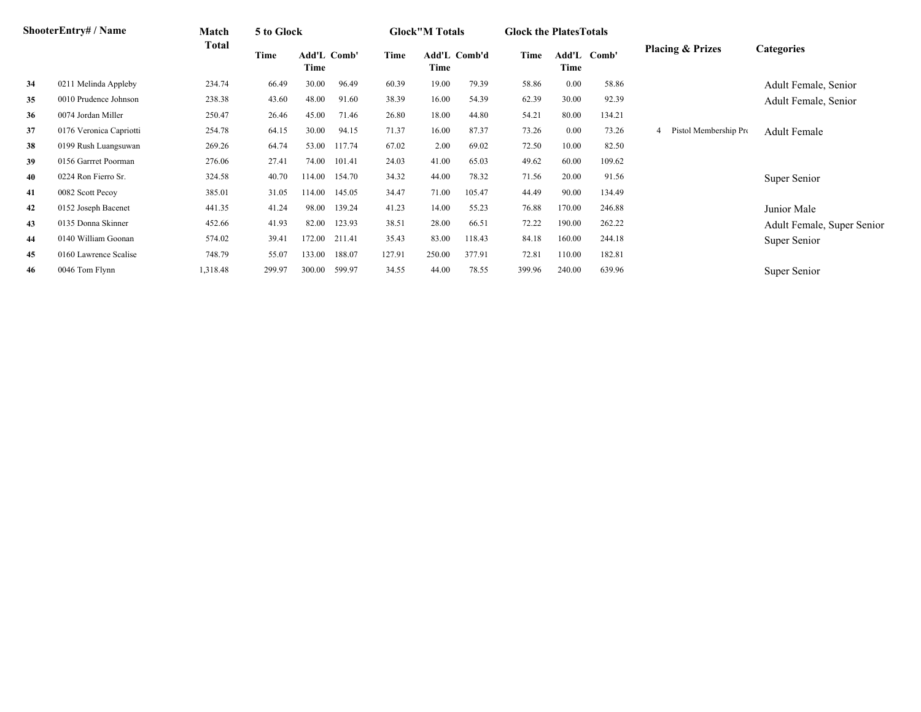| Shooter | Entry# / Name | Match Total | 5 to Glock | | | Glock"M Totals | | | Glock the Plates Totals | | | Placing & Prizes | | Categories |
|---|---|---|---|---|---|---|---|---|---|---|---|---|---|---|
| | | | Time | Add'L Time | Comb' | Time | Add'L Time | Comb'd | Time | Add'L Time | Comb' | | | |
| 34 | 0211 Melinda Appleby | 234.74 | 66.49 | 30.00 | 96.49 | 60.39 | 19.00 | 79.39 | 58.86 | 0.00 | 58.86 | | | Adult Female, Senior |
| 35 | 0010 Prudence Johnson | 238.38 | 43.60 | 48.00 | 91.60 | 38.39 | 16.00 | 54.39 | 62.39 | 30.00 | 92.39 | | | Adult Female, Senior |
| 36 | 0074 Jordan Miller | 250.47 | 26.46 | 45.00 | 71.46 | 26.80 | 18.00 | 44.80 | 54.21 | 80.00 | 134.21 | | | |
| 37 | 0176 Veronica Capriotti | 254.78 | 64.15 | 30.00 | 94.15 | 71.37 | 16.00 | 87.37 | 73.26 | 0.00 | 73.26 | 4 | Pistol Membership Pro | Adult Female |
| 38 | 0199 Rush Luangsuwan | 269.26 | 64.74 | 53.00 | 117.74 | 67.02 | 2.00 | 69.02 | 72.50 | 10.00 | 82.50 | | | |
| 39 | 0156 Garrret Poorman | 276.06 | 27.41 | 74.00 | 101.41 | 24.03 | 41.00 | 65.03 | 49.62 | 60.00 | 109.62 | | | |
| 40 | 0224 Ron Fierro Sr. | 324.58 | 40.70 | 114.00 | 154.70 | 34.32 | 44.00 | 78.32 | 71.56 | 20.00 | 91.56 | | | Super Senior |
| 41 | 0082 Scott Pecoy | 385.01 | 31.05 | 114.00 | 145.05 | 34.47 | 71.00 | 105.47 | 44.49 | 90.00 | 134.49 | | | |
| 42 | 0152 Joseph Bacenet | 441.35 | 41.24 | 98.00 | 139.24 | 41.23 | 14.00 | 55.23 | 76.88 | 170.00 | 246.88 | | | Junior Male |
| 43 | 0135 Donna Skinner | 452.66 | 41.93 | 82.00 | 123.93 | 38.51 | 28.00 | 66.51 | 72.22 | 190.00 | 262.22 | | | Adult Female, Super Senior |
| 44 | 0140 William Goonan | 574.02 | 39.41 | 172.00 | 211.41 | 35.43 | 83.00 | 118.43 | 84.18 | 160.00 | 244.18 | | | Super Senior |
| 45 | 0160 Lawrence Scalise | 748.79 | 55.07 | 133.00 | 188.07 | 127.91 | 250.00 | 377.91 | 72.81 | 110.00 | 182.81 | | | |
| 46 | 0046 Tom Flynn | 1,318.48 | 299.97 | 300.00 | 599.97 | 34.55 | 44.00 | 78.55 | 399.96 | 240.00 | 639.96 | | | Super Senior |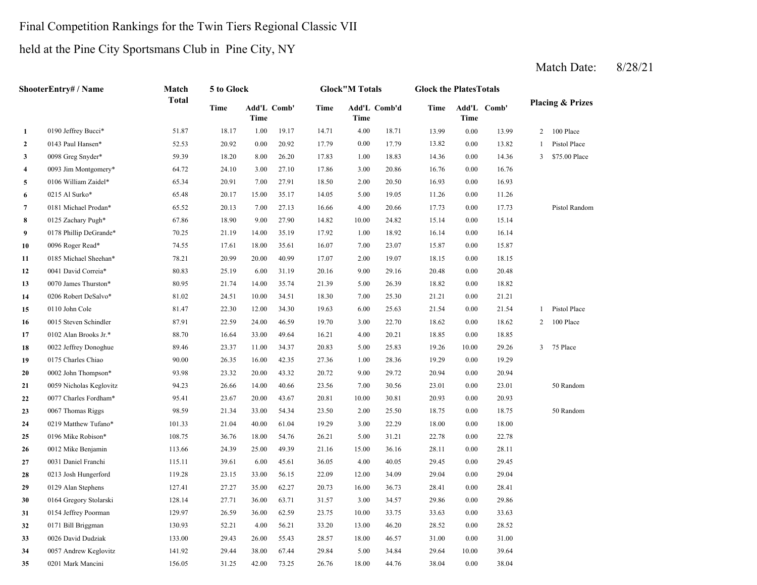Final Competition Rankings for the Twin Tiers Regional Classic VII

held at the Pine City Sportsmans Club in Pine City, NY

Match Date: 8/28/21

| | ShooterEntry# / Name | Match Total | 5 to Glock | | | Glock"M Totals | | | Glock the PlatesTotals | | | Placing & Prizes | |
|---|---|---|---|---|---|---|---|---|---|---|---|---|---|
| | | | Time | Add'L Time | Comb' | Time | Add'L Time | Comb'd | Time | Add'L Time | Comb' | | |
| 1 | 0190 Jeffrey Bucci* | 51.87 | 18.17 | 1.00 | 19.17 | 14.71 | 4.00 | 18.71 | 13.99 | 0.00 | 13.99 | 2 | 100 Place |
| 2 | 0143 Paul Hansen* | 52.53 | 20.92 | 0.00 | 20.92 | 17.79 | 0.00 | 17.79 | 13.82 | 0.00 | 13.82 | 1 | Pistol Place |
| 3 | 0098 Greg Snyder* | 59.39 | 18.20 | 8.00 | 26.20 | 17.83 | 1.00 | 18.83 | 14.36 | 0.00 | 14.36 | 3 | $75.00 Place |
| 4 | 0093 Jim Montgomery* | 64.72 | 24.10 | 3.00 | 27.10 | 17.86 | 3.00 | 20.86 | 16.76 | 0.00 | 16.76 | | |
| 5 | 0106 William Zaidel* | 65.34 | 20.91 | 7.00 | 27.91 | 18.50 | 2.00 | 20.50 | 16.93 | 0.00 | 16.93 | | |
| 6 | 0215 Al Surko* | 65.48 | 20.17 | 15.00 | 35.17 | 14.05 | 5.00 | 19.05 | 11.26 | 0.00 | 11.26 | | |
| 7 | 0181 Michael Prodan* | 65.52 | 20.13 | 7.00 | 27.13 | 16.66 | 4.00 | 20.66 | 17.73 | 0.00 | 17.73 | | Pistol Random |
| 8 | 0125 Zachary Pugh* | 67.86 | 18.90 | 9.00 | 27.90 | 14.82 | 10.00 | 24.82 | 15.14 | 0.00 | 15.14 | | |
| 9 | 0178 Phillip DeGrande* | 70.25 | 21.19 | 14.00 | 35.19 | 17.92 | 1.00 | 18.92 | 16.14 | 0.00 | 16.14 | | |
| 10 | 0096 Roger Read* | 74.55 | 17.61 | 18.00 | 35.61 | 16.07 | 7.00 | 23.07 | 15.87 | 0.00 | 15.87 | | |
| 11 | 0185 Michael Sheehan* | 78.21 | 20.99 | 20.00 | 40.99 | 17.07 | 2.00 | 19.07 | 18.15 | 0.00 | 18.15 | | |
| 12 | 0041 David Correia* | 80.83 | 25.19 | 6.00 | 31.19 | 20.16 | 9.00 | 29.16 | 20.48 | 0.00 | 20.48 | | |
| 13 | 0070 James Thurston* | 80.95 | 21.74 | 14.00 | 35.74 | 21.39 | 5.00 | 26.39 | 18.82 | 0.00 | 18.82 | | |
| 14 | 0206 Robert DeSalvo* | 81.02 | 24.51 | 10.00 | 34.51 | 18.30 | 7.00 | 25.30 | 21.21 | 0.00 | 21.21 | | |
| 15 | 0110 John Cole | 81.47 | 22.30 | 12.00 | 34.30 | 19.63 | 6.00 | 25.63 | 21.54 | 0.00 | 21.54 | 1 | Pistol Place |
| 16 | 0015 Steven Schindler | 87.91 | 22.59 | 24.00 | 46.59 | 19.70 | 3.00 | 22.70 | 18.62 | 0.00 | 18.62 | 2 | 100 Place |
| 17 | 0102 Alan Brooks Jr.* | 88.70 | 16.64 | 33.00 | 49.64 | 16.21 | 4.00 | 20.21 | 18.85 | 0.00 | 18.85 | | |
| 18 | 0022 Jeffrey Donoghue | 89.46 | 23.37 | 11.00 | 34.37 | 20.83 | 5.00 | 25.83 | 19.26 | 10.00 | 29.26 | 3 | 75 Place |
| 19 | 0175 Charles Chiao | 90.00 | 26.35 | 16.00 | 42.35 | 27.36 | 1.00 | 28.36 | 19.29 | 0.00 | 19.29 | | |
| 20 | 0002 John Thompson* | 93.98 | 23.32 | 20.00 | 43.32 | 20.72 | 9.00 | 29.72 | 20.94 | 0.00 | 20.94 | | |
| 21 | 0059 Nicholas Keglovitz | 94.23 | 26.66 | 14.00 | 40.66 | 23.56 | 7.00 | 30.56 | 23.01 | 0.00 | 23.01 | | 50 Random |
| 22 | 0077 Charles Fordham* | 95.41 | 23.67 | 20.00 | 43.67 | 20.81 | 10.00 | 30.81 | 20.93 | 0.00 | 20.93 | | |
| 23 | 0067 Thomas Riggs | 98.59 | 21.34 | 33.00 | 54.34 | 23.50 | 2.00 | 25.50 | 18.75 | 0.00 | 18.75 | | 50 Random |
| 24 | 0219 Matthew Tufano* | 101.33 | 21.04 | 40.00 | 61.04 | 19.29 | 3.00 | 22.29 | 18.00 | 0.00 | 18.00 | | |
| 25 | 0196 Mike Robison* | 108.75 | 36.76 | 18.00 | 54.76 | 26.21 | 5.00 | 31.21 | 22.78 | 0.00 | 22.78 | | |
| 26 | 0012 Mike Benjamin | 113.66 | 24.39 | 25.00 | 49.39 | 21.16 | 15.00 | 36.16 | 28.11 | 0.00 | 28.11 | | |
| 27 | 0031 Daniel Franchi | 115.11 | 39.61 | 6.00 | 45.61 | 36.05 | 4.00 | 40.05 | 29.45 | 0.00 | 29.45 | | |
| 28 | 0213 Josh Hungerford | 119.28 | 23.15 | 33.00 | 56.15 | 22.09 | 12.00 | 34.09 | 29.04 | 0.00 | 29.04 | | |
| 29 | 0129 Alan Stephens | 127.41 | 27.27 | 35.00 | 62.27 | 20.73 | 16.00 | 36.73 | 28.41 | 0.00 | 28.41 | | |
| 30 | 0164 Gregory Stolarski | 128.14 | 27.71 | 36.00 | 63.71 | 31.57 | 3.00 | 34.57 | 29.86 | 0.00 | 29.86 | | |
| 31 | 0154 Jeffrey Poorman | 129.97 | 26.59 | 36.00 | 62.59 | 23.75 | 10.00 | 33.75 | 33.63 | 0.00 | 33.63 | | |
| 32 | 0171 Bill Briggman | 130.93 | 52.21 | 4.00 | 56.21 | 33.20 | 13.00 | 46.20 | 28.52 | 0.00 | 28.52 | | |
| 33 | 0026 David Dudziak | 133.00 | 29.43 | 26.00 | 55.43 | 28.57 | 18.00 | 46.57 | 31.00 | 0.00 | 31.00 | | |
| 34 | 0057 Andrew Keglovitz | 141.92 | 29.44 | 38.00 | 67.44 | 29.84 | 5.00 | 34.84 | 29.64 | 10.00 | 39.64 | | |
| 35 | 0201 Mark Mancini | 156.05 | 31.25 | 42.00 | 73.25 | 26.76 | 18.00 | 44.76 | 38.04 | 0.00 | 38.04 | | |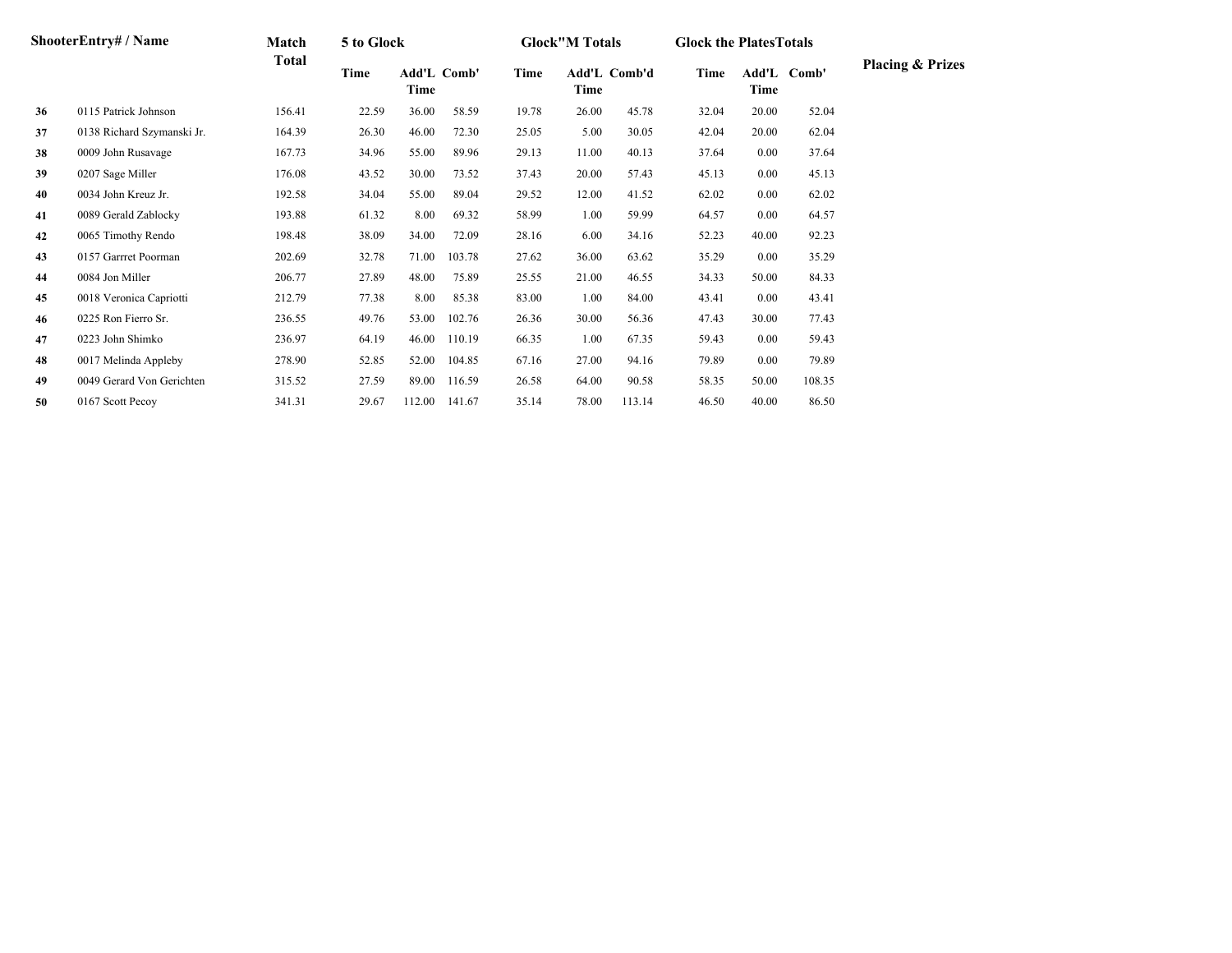| Shooter | Entry# / Name | Match Total | 5 to Glock | | | Glock"M Totals | | | Glock the Plates Totals | | | Placing & Prizes |
|---|---|---|---|---|---|---|---|---|---|---|---|---|
| | | | Time | Add'L Time | Comb' | Time | Add'L Time | Comb'd | Time | Add'L Time | Comb' | |
| **36** | 0115 Patrick Johnson | 156.41 | 22.59 | 36.00 | 58.59 | 19.78 | 26.00 | 45.78 | 32.04 | 20.00 | 52.04 | |
| **37** | 0138 Richard Szymanski Jr. | 164.39 | 26.30 | 46.00 | 72.30 | 25.05 | 5.00 | 30.05 | 42.04 | 20.00 | 62.04 | |
| **38** | 0009 John Rusavage | 167.73 | 34.96 | 55.00 | 89.96 | 29.13 | 11.00 | 40.13 | 37.64 | 0.00 | 37.64 | |
| **39** | 0207 Sage Miller | 176.08 | 43.52 | 30.00 | 73.52 | 37.43 | 20.00 | 57.43 | 45.13 | 0.00 | 45.13 | |
| **40** | 0034 John Kreuz Jr. | 192.58 | 34.04 | 55.00 | 89.04 | 29.52 | 12.00 | 41.52 | 62.02 | 0.00 | 62.02 | |
| **41** | 0089 Gerald Zablocky | 193.88 | 61.32 | 8.00 | 69.32 | 58.99 | 1.00 | 59.99 | 64.57 | 0.00 | 64.57 | |
| **42** | 0065 Timothy Rendo | 198.48 | 38.09 | 34.00 | 72.09 | 28.16 | 6.00 | 34.16 | 52.23 | 40.00 | 92.23 | |
| **43** | 0157 Garrret Poorman | 202.69 | 32.78 | 71.00 | 103.78 | 27.62 | 36.00 | 63.62 | 35.29 | 0.00 | 35.29 | |
| **44** | 0084 Jon Miller | 206.77 | 27.89 | 48.00 | 75.89 | 25.55 | 21.00 | 46.55 | 34.33 | 50.00 | 84.33 | |
| **45** | 0018 Veronica Capriotti | 212.79 | 77.38 | 8.00 | 85.38 | 83.00 | 1.00 | 84.00 | 43.41 | 0.00 | 43.41 | |
| **46** | 0225 Ron Fierro Sr. | 236.55 | 49.76 | 53.00 | 102.76 | 26.36 | 30.00 | 56.36 | 47.43 | 30.00 | 77.43 | |
| **47** | 0223 John Shimko | 236.97 | 64.19 | 46.00 | 110.19 | 66.35 | 1.00 | 67.35 | 59.43 | 0.00 | 59.43 | |
| **48** | 0017 Melinda Appleby | 278.90 | 52.85 | 52.00 | 104.85 | 67.16 | 27.00 | 94.16 | 79.89 | 0.00 | 79.89 | |
| **49** | 0049 Gerard Von Gerichten | 315.52 | 27.59 | 89.00 | 116.59 | 26.58 | 64.00 | 90.58 | 58.35 | 50.00 | 108.35 | |
| **50** | 0167 Scott Pecoy | 341.31 | 29.67 | 112.00 | 141.67 | 35.14 | 78.00 | 113.14 | 46.50 | 40.00 | 86.50 | |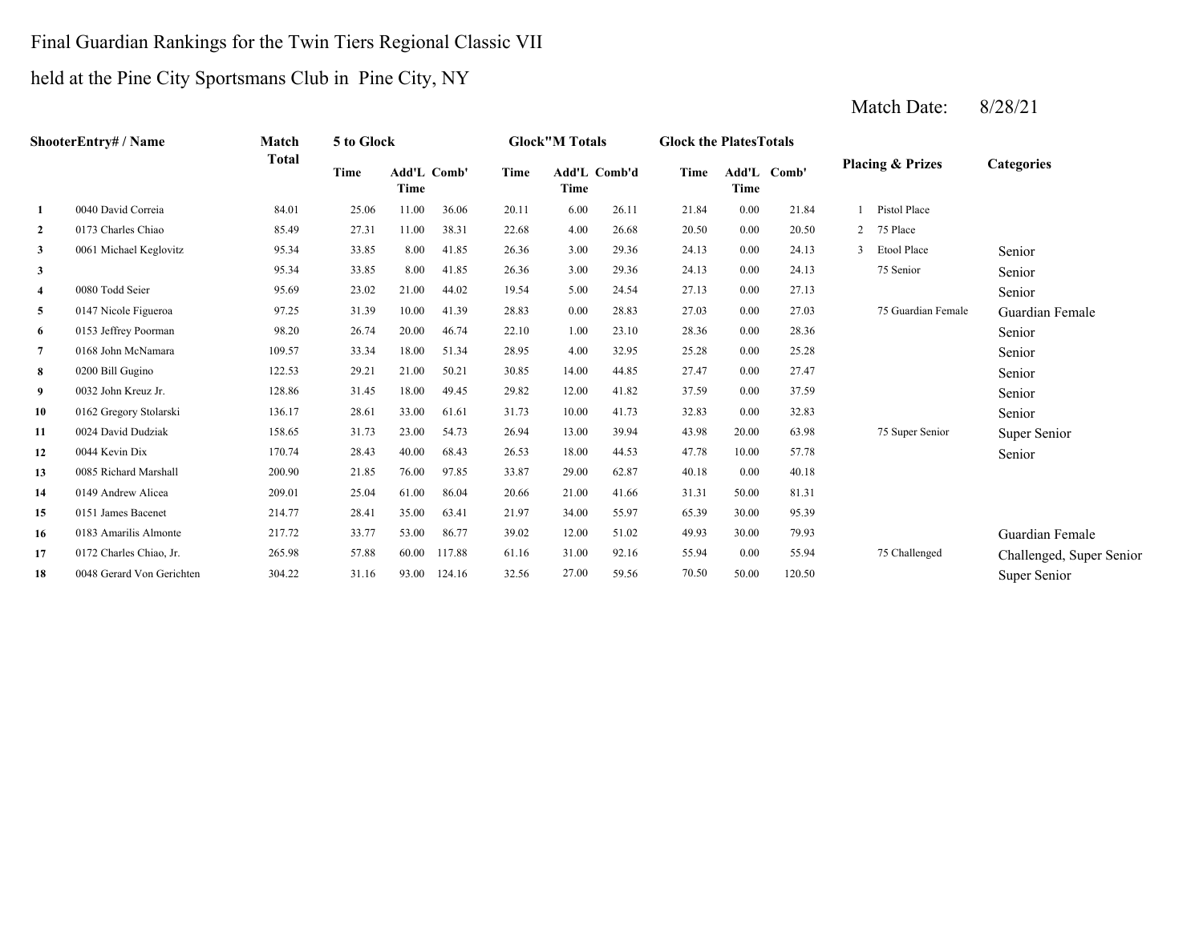Final Guardian Rankings for the Twin Tiers Regional Classic VII

held at the Pine City Sportsmans Club in Pine City, NY

Match Date: 8/28/21

| Shooter | Entry# / Name | Match Total | 5 to Glock Time | 5 to Glock Add'L Time | 5 to Glock Comb' | Glock"M Totals Time | Glock"M Totals Add'L Time | Glock"M Totals Comb'd | Glock the Plates Totals Time | Glock the Plates Totals Add'L Time | Glock the Plates Totals Comb' | Placing & Prizes | Categories |
|---|---|---|---|---|---|---|---|---|---|---|---|---|---|
| 1 | 0040 David Correia | 84.01 | 25.06 | 11.00 | 36.06 | 20.11 | 6.00 | 26.11 | 21.84 | 0.00 | 21.84 | 1 Pistol Place | |
| 2 | 0173 Charles Chiao | 85.49 | 27.31 | 11.00 | 38.31 | 22.68 | 4.00 | 26.68 | 20.50 | 0.00 | 20.50 | 2 75 Place | |
| 3 | 0061 Michael Keglovitz | 95.34 | 33.85 | 8.00 | 41.85 | 26.36 | 3.00 | 29.36 | 24.13 | 0.00 | 24.13 | 3 Etool Place | Senior |
| 3 | | 95.34 | 33.85 | 8.00 | 41.85 | 26.36 | 3.00 | 29.36 | 24.13 | 0.00 | 24.13 | 75 Senior | Senior |
| 4 | 0080 Todd Seier | 95.69 | 23.02 | 21.00 | 44.02 | 19.54 | 5.00 | 24.54 | 27.13 | 0.00 | 27.13 | | Senior |
| 5 | 0147 Nicole Figueroa | 97.25 | 31.39 | 10.00 | 41.39 | 28.83 | 0.00 | 28.83 | 27.03 | 0.00 | 27.03 | 75 Guardian Female | Guardian Female |
| 6 | 0153 Jeffrey Poorman | 98.20 | 26.74 | 20.00 | 46.74 | 22.10 | 1.00 | 23.10 | 28.36 | 0.00 | 28.36 | | Senior |
| 7 | 0168 John McNamara | 109.57 | 33.34 | 18.00 | 51.34 | 28.95 | 4.00 | 32.95 | 25.28 | 0.00 | 25.28 | | Senior |
| 8 | 0200 Bill Gugino | 122.53 | 29.21 | 21.00 | 50.21 | 30.85 | 14.00 | 44.85 | 27.47 | 0.00 | 27.47 | | Senior |
| 9 | 0032 John Kreuz Jr. | 128.86 | 31.45 | 18.00 | 49.45 | 29.82 | 12.00 | 41.82 | 37.59 | 0.00 | 37.59 | | Senior |
| 10 | 0162 Gregory Stolarski | 136.17 | 28.61 | 33.00 | 61.61 | 31.73 | 10.00 | 41.73 | 32.83 | 0.00 | 32.83 | | Senior |
| 11 | 0024 David Dudziak | 158.65 | 31.73 | 23.00 | 54.73 | 26.94 | 13.00 | 39.94 | 43.98 | 20.00 | 63.98 | 75 Super Senior | Super Senior |
| 12 | 0044 Kevin Dix | 170.74 | 28.43 | 40.00 | 68.43 | 26.53 | 18.00 | 44.53 | 47.78 | 10.00 | 57.78 | | Senior |
| 13 | 0085 Richard Marshall | 200.90 | 21.85 | 76.00 | 97.85 | 33.87 | 29.00 | 62.87 | 40.18 | 0.00 | 40.18 | | |
| 14 | 0149 Andrew Alicea | 209.01 | 25.04 | 61.00 | 86.04 | 20.66 | 21.00 | 41.66 | 31.31 | 50.00 | 81.31 | | |
| 15 | 0151 James Bacenet | 214.77 | 28.41 | 35.00 | 63.41 | 21.97 | 34.00 | 55.97 | 65.39 | 30.00 | 95.39 | | |
| 16 | 0183 Amarilis Almonte | 217.72 | 33.77 | 53.00 | 86.77 | 39.02 | 12.00 | 51.02 | 49.93 | 30.00 | 79.93 | | Guardian Female |
| 17 | 0172 Charles Chiao, Jr. | 265.98 | 57.88 | 60.00 | 117.88 | 61.16 | 31.00 | 92.16 | 55.94 | 0.00 | 55.94 | 75 Challenged | Challenged, Super Senior |
| 18 | 0048 Gerard Von Gerichten | 304.22 | 31.16 | 93.00 | 124.16 | 32.56 | 27.00 | 59.56 | 70.50 | 50.00 | 120.50 | | Super Senior |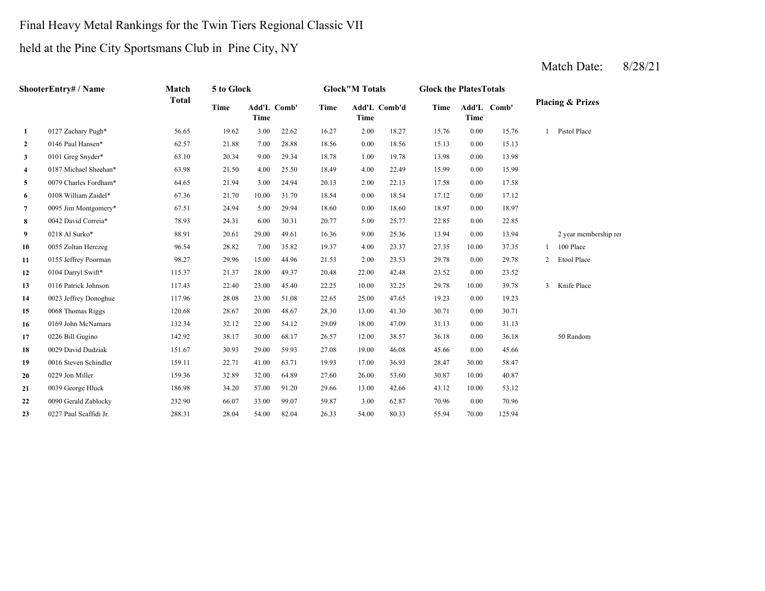Final Heavy Metal Rankings for the Twin Tiers Regional Classic VII

held at the Pine City Sportsmans Club in Pine City, NY

Match Date: 8/28/21

| | ShooterEntry# / Name | Match Total | 5 to Glock | | | Glock"M Totals | | | Glock the PlatesTotals | | | Placing & Prizes | |
|---|---|---|---|---|---|---|---|---|---|---|---|---|---|
| | | | Time | Add'L Time | Comb' | Time | Add'L Time | Comb'd | Time | Add'L Time | Comb' | | |
| 1 | 0127 Zachary Pugh* | 56.65 | 19.62 | 3.00 | 22.62 | 16.27 | 2.00 | 18.27 | 15.76 | 0.00 | 15.76 | 1 | Pistol Place |
| 2 | 0146 Paul Hansen* | 62.57 | 21.88 | 7.00 | 28.88 | 18.56 | 0.00 | 18.56 | 15.13 | 0.00 | 15.13 | | |
| 3 | 0101 Greg Snyder* | 63.10 | 20.34 | 9.00 | 29.34 | 18.78 | 1.00 | 19.78 | 13.98 | 0.00 | 13.98 | | |
| 4 | 0187 Michael Sheehan* | 63.98 | 21.50 | 4.00 | 25.50 | 18.49 | 4.00 | 22.49 | 15.99 | 0.00 | 15.99 | | |
| 5 | 0079 Charles Fordham* | 64.65 | 21.94 | 3.00 | 24.94 | 20.13 | 2.00 | 22.13 | 17.58 | 0.00 | 17.58 | | |
| 6 | 0108 William Zaidel* | 67.36 | 21.70 | 10.00 | 31.70 | 18.54 | 0.00 | 18.54 | 17.12 | 0.00 | 17.12 | | |
| 7 | 0095 Jim Montgomery* | 67.51 | 24.94 | 5.00 | 29.94 | 18.60 | 0.00 | 18.60 | 18.97 | 0.00 | 18.97 | | |
| 8 | 0042 David Correia* | 78.93 | 24.31 | 6.00 | 30.31 | 20.77 | 5.00 | 25.77 | 22.85 | 0.00 | 22.85 | | |
| 9 | 0218 Al Surko* | 88.91 | 20.61 | 29.00 | 49.61 | 16.36 | 9.00 | 25.36 | 13.94 | 0.00 | 13.94 | | 2 year membership rei |
| 10 | 0055 Zoltan Herczeg | 96.54 | 28.82 | 7.00 | 35.82 | 19.37 | 4.00 | 23.37 | 27.35 | 10.00 | 37.35 | 1 | 100 Place |
| 11 | 0155 Jeffrey Poorman | 98.27 | 29.96 | 15.00 | 44.96 | 21.53 | 2.00 | 23.53 | 29.78 | 0.00 | 29.78 | 2 | Etool Place |
| 12 | 0104 Darryl Swift* | 115.37 | 21.37 | 28.00 | 49.37 | 20.48 | 22.00 | 42.48 | 23.52 | 0.00 | 23.52 | | |
| 13 | 0116 Patrick Johnson | 117.43 | 22.40 | 23.00 | 45.40 | 22.25 | 10.00 | 32.25 | 29.78 | 10.00 | 39.78 | 3 | Knife Place |
| 14 | 0023 Jeffrey Donoghue | 117.96 | 28.08 | 23.00 | 51.08 | 22.65 | 25.00 | 47.65 | 19.23 | 0.00 | 19.23 | | |
| 15 | 0068 Thomas Riggs | 120.68 | 28.67 | 20.00 | 48.67 | 28.30 | 13.00 | 41.30 | 30.71 | 0.00 | 30.71 | | |
| 16 | 0169 John McNamara | 132.34 | 32.12 | 22.00 | 54.12 | 29.09 | 18.00 | 47.09 | 31.13 | 0.00 | 31.13 | | |
| 17 | 0226 Bill Gugino | 142.92 | 38.17 | 30.00 | 68.17 | 26.57 | 12.00 | 38.57 | 36.18 | 0.00 | 36.18 | | 50 Random |
| 18 | 0029 David Dudziak | 151.67 | 30.93 | 29.00 | 59.93 | 27.08 | 19.00 | 46.08 | 45.66 | 0.00 | 45.66 | | |
| 19 | 0016 Steven Schindler | 159.11 | 22.71 | 41.00 | 63.71 | 19.93 | 17.00 | 36.93 | 28.47 | 30.00 | 58.47 | | |
| 20 | 0229 Jon Miller | 159.36 | 32.89 | 32.00 | 64.89 | 27.60 | 26.00 | 53.60 | 30.87 | 10.00 | 40.87 | | |
| 21 | 0039 George Hluck | 186.98 | 34.20 | 57.00 | 91.20 | 29.66 | 13.00 | 42.66 | 43.12 | 10.00 | 53.12 | | |
| 22 | 0090 Gerald Zablocky | 232.90 | 66.07 | 33.00 | 99.07 | 59.87 | 3.00 | 62.87 | 70.96 | 0.00 | 70.96 | | |
| 23 | 0227 Paul Scaffidi Jr. | 288.31 | 28.04 | 54.00 | 82.04 | 26.33 | 54.00 | 80.33 | 55.94 | 70.00 | 125.94 | | |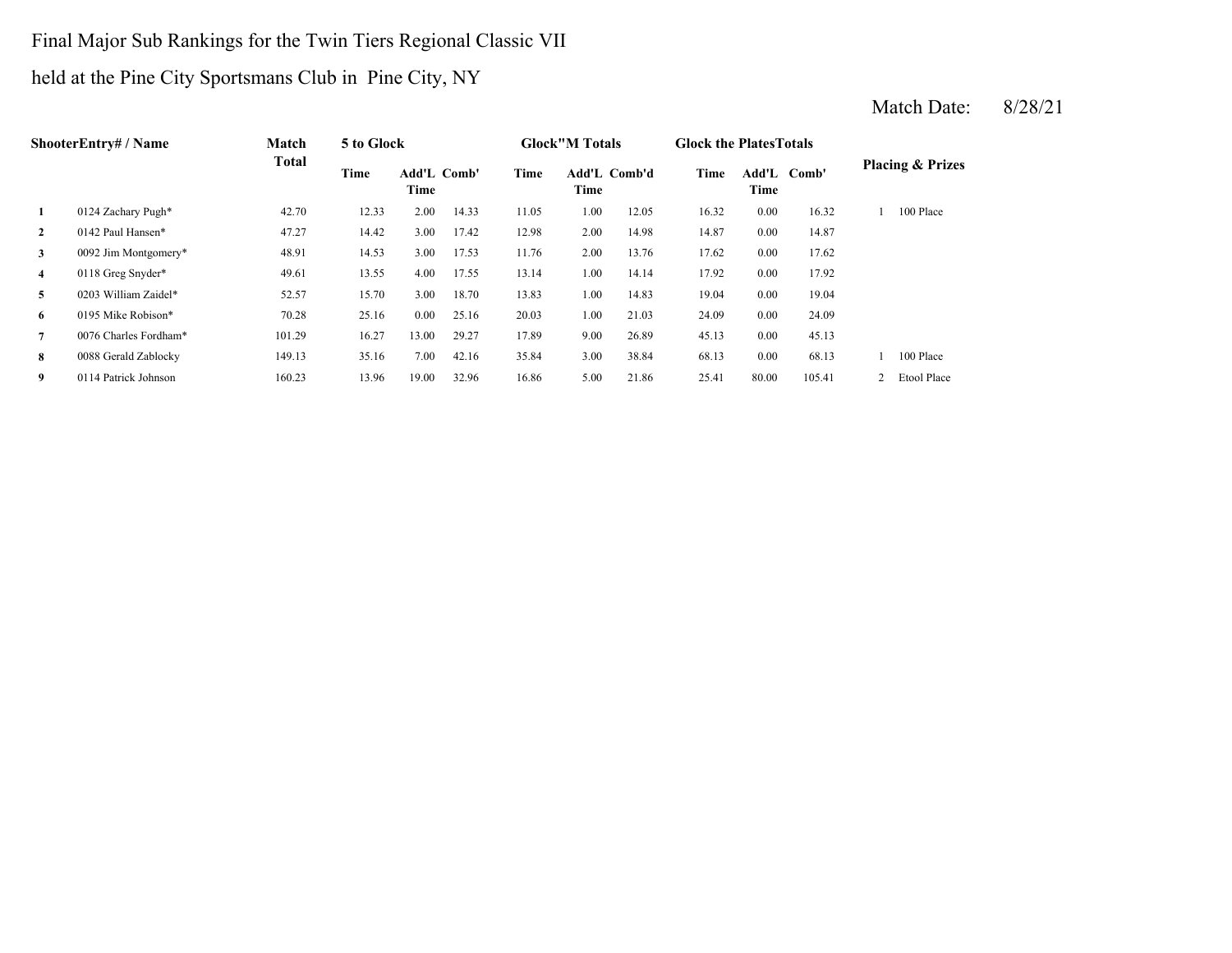Final Major Sub Rankings for the Twin Tiers Regional Classic VII

held at the Pine City Sportsmans Club in Pine City, NY

Match Date: 8/28/21

| Shooter | Entry# / Name | Match Total | 5 to Glock | | | Glock"M Totals | | | Glock the PlatesTotals | | | Placing & Prizes | |
|---|---|---|---|---|---|---|---|---|---|---|---|---|---|
| | | | Time | Add'L Time | Comb' | Time | Add'L Time | Comb'd | Time | Add'L Time | Comb' | | |
| 1 | 0124 Zachary Pugh* | 42.70 | 12.33 | 2.00 | 14.33 | 11.05 | 1.00 | 12.05 | 16.32 | 0.00 | 16.32 | 1 | 100 Place |
| 2 | 0142 Paul Hansen* | 47.27 | 14.42 | 3.00 | 17.42 | 12.98 | 2.00 | 14.98 | 14.87 | 0.00 | 14.87 | | |
| 3 | 0092 Jim Montgomery* | 48.91 | 14.53 | 3.00 | 17.53 | 11.76 | 2.00 | 13.76 | 17.62 | 0.00 | 17.62 | | |
| 4 | 0118 Greg Snyder* | 49.61 | 13.55 | 4.00 | 17.55 | 13.14 | 1.00 | 14.14 | 17.92 | 0.00 | 17.92 | | |
| 5 | 0203 William Zaidel* | 52.57 | 15.70 | 3.00 | 18.70 | 13.83 | 1.00 | 14.83 | 19.04 | 0.00 | 19.04 | | |
| 6 | 0195 Mike Robison* | 70.28 | 25.16 | 0.00 | 25.16 | 20.03 | 1.00 | 21.03 | 24.09 | 0.00 | 24.09 | | |
| 7 | 0076 Charles Fordham* | 101.29 | 16.27 | 13.00 | 29.27 | 17.89 | 9.00 | 26.89 | 45.13 | 0.00 | 45.13 | | |
| 8 | 0088 Gerald Zablocky | 149.13 | 35.16 | 7.00 | 42.16 | 35.84 | 3.00 | 38.84 | 68.13 | 0.00 | 68.13 | 1 | 100 Place |
| 9 | 0114 Patrick Johnson | 160.23 | 13.96 | 19.00 | 32.96 | 16.86 | 5.00 | 21.86 | 25.41 | 80.00 | 105.41 | 2 | Etool Place |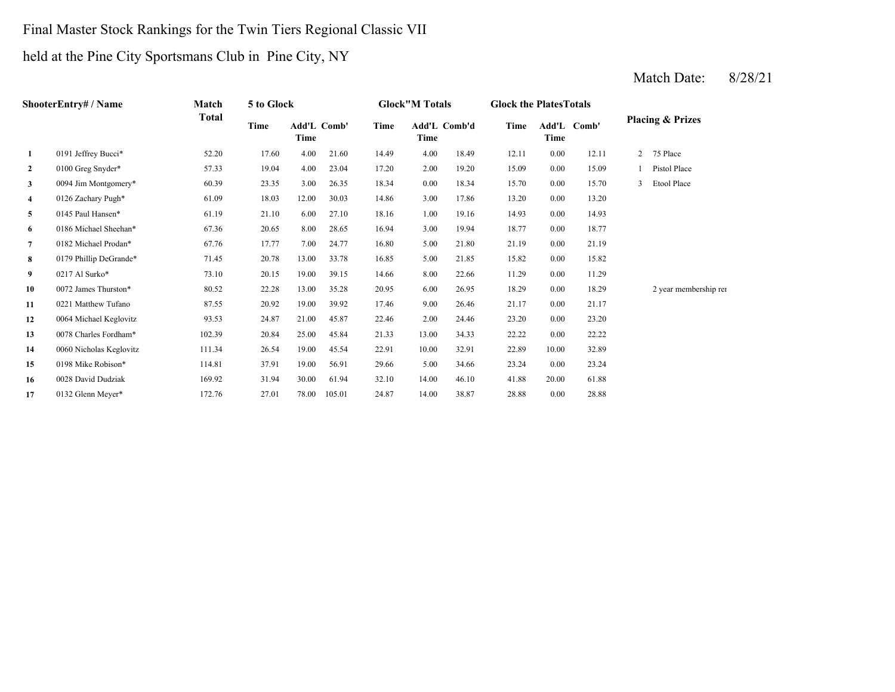Final Master Stock Rankings for the Twin Tiers Regional Classic VII

held at the Pine City Sportsmans Club in Pine City, NY

Match Date: 8/28/21

| | ShooterEntry# / Name | Match Total | 5 to Glock | | | Glock"M Totals | | | Glock the PlatesTotals | | | Placing & Prizes | |
|---|---|---|---|---|---|---|---|---|---|---|---|---|---|
| | | | Time | Add'L Time | Comb' | Time | Add'L Time | Comb'd | Time | Add'L Time | Comb' | | |
| 1 | 0191 Jeffrey Bucci* | 52.20 | 17.60 | 4.00 | 21.60 | 14.49 | 4.00 | 18.49 | 12.11 | 0.00 | 12.11 | 2 | 75 Place |
| 2 | 0100 Greg Snyder* | 57.33 | 19.04 | 4.00 | 23.04 | 17.20 | 2.00 | 19.20 | 15.09 | 0.00 | 15.09 | 1 | Pistol Place |
| 3 | 0094 Jim Montgomery* | 60.39 | 23.35 | 3.00 | 26.35 | 18.34 | 0.00 | 18.34 | 15.70 | 0.00 | 15.70 | 3 | Etool Place |
| 4 | 0126 Zachary Pugh* | 61.09 | 18.03 | 12.00 | 30.03 | 14.86 | 3.00 | 17.86 | 13.20 | 0.00 | 13.20 | | |
| 5 | 0145 Paul Hansen* | 61.19 | 21.10 | 6.00 | 27.10 | 18.16 | 1.00 | 19.16 | 14.93 | 0.00 | 14.93 | | |
| 6 | 0186 Michael Sheehan* | 67.36 | 20.65 | 8.00 | 28.65 | 16.94 | 3.00 | 19.94 | 18.77 | 0.00 | 18.77 | | |
| 7 | 0182 Michael Prodan* | 67.76 | 17.77 | 7.00 | 24.77 | 16.80 | 5.00 | 21.80 | 21.19 | 0.00 | 21.19 | | |
| 8 | 0179 Phillip DeGrande* | 71.45 | 20.78 | 13.00 | 33.78 | 16.85 | 5.00 | 21.85 | 15.82 | 0.00 | 15.82 | | |
| 9 | 0217 Al Surko* | 73.10 | 20.15 | 19.00 | 39.15 | 14.66 | 8.00 | 22.66 | 11.29 | 0.00 | 11.29 | | |
| 10 | 0072 James Thurston* | 80.52 | 22.28 | 13.00 | 35.28 | 20.95 | 6.00 | 26.95 | 18.29 | 0.00 | 18.29 | | 2 year membership rei |
| 11 | 0221 Matthew Tufano | 87.55 | 20.92 | 19.00 | 39.92 | 17.46 | 9.00 | 26.46 | 21.17 | 0.00 | 21.17 | | |
| 12 | 0064 Michael Keglovitz | 93.53 | 24.87 | 21.00 | 45.87 | 22.46 | 2.00 | 24.46 | 23.20 | 0.00 | 23.20 | | |
| 13 | 0078 Charles Fordham* | 102.39 | 20.84 | 25.00 | 45.84 | 21.33 | 13.00 | 34.33 | 22.22 | 0.00 | 22.22 | | |
| 14 | 0060 Nicholas Keglovitz | 111.34 | 26.54 | 19.00 | 45.54 | 22.91 | 10.00 | 32.91 | 22.89 | 10.00 | 32.89 | | |
| 15 | 0198 Mike Robison* | 114.81 | 37.91 | 19.00 | 56.91 | 29.66 | 5.00 | 34.66 | 23.24 | 0.00 | 23.24 | | |
| 16 | 0028 David Dudziak | 169.92 | 31.94 | 30.00 | 61.94 | 32.10 | 14.00 | 46.10 | 41.88 | 20.00 | 61.88 | | |
| 17 | 0132 Glenn Meyer* | 172.76 | 27.01 | 78.00 | 105.01 | 24.87 | 14.00 | 38.87 | 28.88 | 0.00 | 28.88 | | |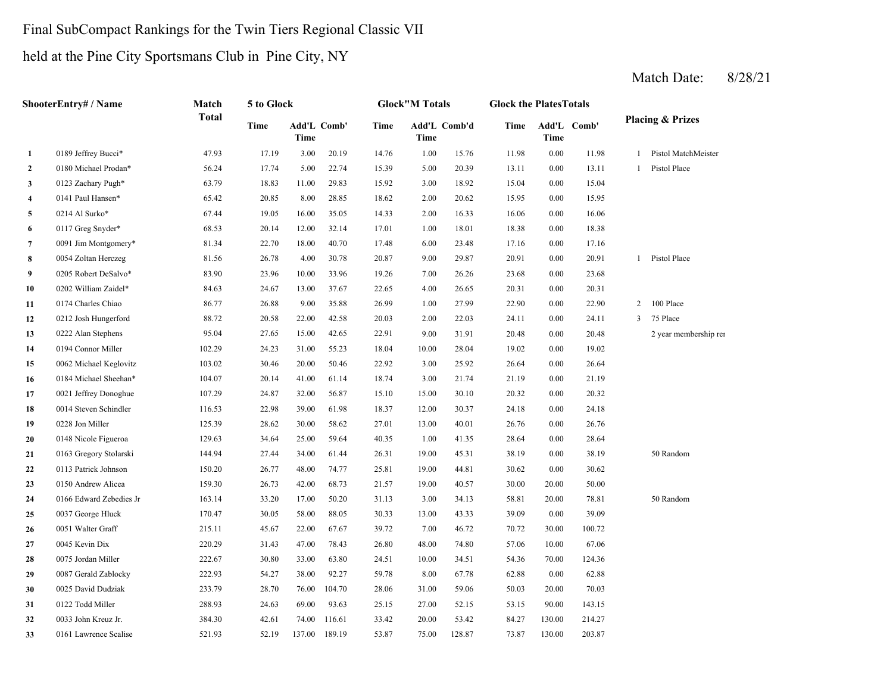Final SubCompact Rankings for the Twin Tiers Regional Classic VII

held at the Pine City Sportsmans Club in Pine City, NY

Match Date: 8/28/21

| | ShooterEntry# / Name | Match Total | 5 to Glock | | | Glock"M Totals | | | Glock the PlatesTotals | | | Placing & Prizes | |
|---|---|---|---|---|---|---|---|---|---|---|---|---|---|
| | | | Time | Add'L Time | Comb' | Time | Add'L Time | Comb'd | Time | Add'L Time | Comb' | | |
| 1 | 0189 Jeffrey Bucci* | 47.93 | 17.19 | 3.00 | 20.19 | 14.76 | 1.00 | 15.76 | 11.98 | 0.00 | 11.98 | 1 | Pistol MatchMeister |
| 2 | 0180 Michael Prodan* | 56.24 | 17.74 | 5.00 | 22.74 | 15.39 | 5.00 | 20.39 | 13.11 | 0.00 | 13.11 | 1 | Pistol Place |
| 3 | 0123 Zachary Pugh* | 63.79 | 18.83 | 11.00 | 29.83 | 15.92 | 3.00 | 18.92 | 15.04 | 0.00 | 15.04 | | |
| 4 | 0141 Paul Hansen* | 65.42 | 20.85 | 8.00 | 28.85 | 18.62 | 2.00 | 20.62 | 15.95 | 0.00 | 15.95 | | |
| 5 | 0214 Al Surko* | 67.44 | 19.05 | 16.00 | 35.05 | 14.33 | 2.00 | 16.33 | 16.06 | 0.00 | 16.06 | | |
| 6 | 0117 Greg Snyder* | 68.53 | 20.14 | 12.00 | 32.14 | 17.01 | 1.00 | 18.01 | 18.38 | 0.00 | 18.38 | | |
| 7 | 0091 Jim Montgomery* | 81.34 | 22.70 | 18.00 | 40.70 | 17.48 | 6.00 | 23.48 | 17.16 | 0.00 | 17.16 | | |
| 8 | 0054 Zoltan Herczeg | 81.56 | 26.78 | 4.00 | 30.78 | 20.87 | 9.00 | 29.87 | 20.91 | 0.00 | 20.91 | 1 | Pistol Place |
| 9 | 0205 Robert DeSalvo* | 83.90 | 23.96 | 10.00 | 33.96 | 19.26 | 7.00 | 26.26 | 23.68 | 0.00 | 23.68 | | |
| 10 | 0202 William Zaidel* | 84.63 | 24.67 | 13.00 | 37.67 | 22.65 | 4.00 | 26.65 | 20.31 | 0.00 | 20.31 | | |
| 11 | 0174 Charles Chiao | 86.77 | 26.88 | 9.00 | 35.88 | 26.99 | 1.00 | 27.99 | 22.90 | 0.00 | 22.90 | 2 | 100 Place |
| 12 | 0212 Josh Hungerford | 88.72 | 20.58 | 22.00 | 42.58 | 20.03 | 2.00 | 22.03 | 24.11 | 0.00 | 24.11 | 3 | 75 Place |
| 13 | 0222 Alan Stephens | 95.04 | 27.65 | 15.00 | 42.65 | 22.91 | 9.00 | 31.91 | 20.48 | 0.00 | 20.48 | | 2 year membership rer |
| 14 | 0194 Connor Miller | 102.29 | 24.23 | 31.00 | 55.23 | 18.04 | 10.00 | 28.04 | 19.02 | 0.00 | 19.02 | | |
| 15 | 0062 Michael Keglovitz | 103.02 | 30.46 | 20.00 | 50.46 | 22.92 | 3.00 | 25.92 | 26.64 | 0.00 | 26.64 | | |
| 16 | 0184 Michael Sheehan* | 104.07 | 20.14 | 41.00 | 61.14 | 18.74 | 3.00 | 21.74 | 21.19 | 0.00 | 21.19 | | |
| 17 | 0021 Jeffrey Donoghue | 107.29 | 24.87 | 32.00 | 56.87 | 15.10 | 15.00 | 30.10 | 20.32 | 0.00 | 20.32 | | |
| 18 | 0014 Steven Schindler | 116.53 | 22.98 | 39.00 | 61.98 | 18.37 | 12.00 | 30.37 | 24.18 | 0.00 | 24.18 | | |
| 19 | 0228 Jon Miller | 125.39 | 28.62 | 30.00 | 58.62 | 27.01 | 13.00 | 40.01 | 26.76 | 0.00 | 26.76 | | |
| 20 | 0148 Nicole Figueroa | 129.63 | 34.64 | 25.00 | 59.64 | 40.35 | 1.00 | 41.35 | 28.64 | 0.00 | 28.64 | | |
| 21 | 0163 Gregory Stolarski | 144.94 | 27.44 | 34.00 | 61.44 | 26.31 | 19.00 | 45.31 | 38.19 | 0.00 | 38.19 | | 50 Random |
| 22 | 0113 Patrick Johnson | 150.20 | 26.77 | 48.00 | 74.77 | 25.81 | 19.00 | 44.81 | 30.62 | 0.00 | 30.62 | | |
| 23 | 0150 Andrew Alicea | 159.30 | 26.73 | 42.00 | 68.73 | 21.57 | 19.00 | 40.57 | 30.00 | 20.00 | 50.00 | | |
| 24 | 0166 Edward Zebedies Jr | 163.14 | 33.20 | 17.00 | 50.20 | 31.13 | 3.00 | 34.13 | 58.81 | 20.00 | 78.81 | | 50 Random |
| 25 | 0037 George Hluck | 170.47 | 30.05 | 58.00 | 88.05 | 30.33 | 13.00 | 43.33 | 39.09 | 0.00 | 39.09 | | |
| 26 | 0051 Walter Graff | 215.11 | 45.67 | 22.00 | 67.67 | 39.72 | 7.00 | 46.72 | 70.72 | 30.00 | 100.72 | | |
| 27 | 0045 Kevin Dix | 220.29 | 31.43 | 47.00 | 78.43 | 26.80 | 48.00 | 74.80 | 57.06 | 10.00 | 67.06 | | |
| 28 | 0075 Jordan Miller | 222.67 | 30.80 | 33.00 | 63.80 | 24.51 | 10.00 | 34.51 | 54.36 | 70.00 | 124.36 | | |
| 29 | 0087 Gerald Zablocky | 222.93 | 54.27 | 38.00 | 92.27 | 59.78 | 8.00 | 67.78 | 62.88 | 0.00 | 62.88 | | |
| 30 | 0025 David Dudziak | 233.79 | 28.70 | 76.00 | 104.70 | 28.06 | 31.00 | 59.06 | 50.03 | 20.00 | 70.03 | | |
| 31 | 0122 Todd Miller | 288.93 | 24.63 | 69.00 | 93.63 | 25.15 | 27.00 | 52.15 | 53.15 | 90.00 | 143.15 | | |
| 32 | 0033 John Kreuz Jr. | 384.30 | 42.61 | 74.00 | 116.61 | 33.42 | 20.00 | 53.42 | 84.27 | 130.00 | 214.27 | | |
| 33 | 0161 Lawrence Scalise | 521.93 | 52.19 | 137.00 | 189.19 | 53.87 | 75.00 | 128.87 | 73.87 | 130.00 | 203.87 | | |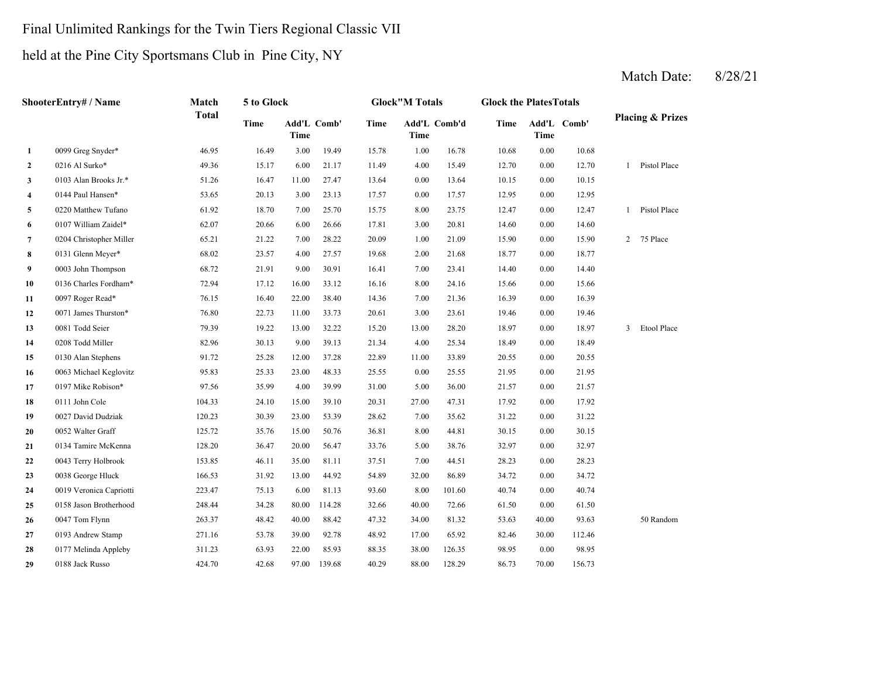Final Unlimited Rankings for the Twin Tiers Regional Classic VII

held at the Pine City Sportsmans Club in Pine City, NY

Match Date: 8/28/21

| | ShooterEntry# / Name | Match Total | 5 to Glock | | | Glock"M Totals | | | Glock the PlatesTotals | | | Placing & Prizes | |
|---|---|---|---|---|---|---|---|---|---|---|---|---|---|
| | | | Time | Add'L Time | Comb' | Time | Add'L Time | Comb'd | Time | Add'L Time | Comb' | | |
| 1 | 0099 Greg Snyder* | 46.95 | 16.49 | 3.00 | 19.49 | 15.78 | 1.00 | 16.78 | 10.68 | 0.00 | 10.68 | | |
| 2 | 0216 Al Surko* | 49.36 | 15.17 | 6.00 | 21.17 | 11.49 | 4.00 | 15.49 | 12.70 | 0.00 | 12.70 | 1 | Pistol Place |
| 3 | 0103 Alan Brooks Jr.* | 51.26 | 16.47 | 11.00 | 27.47 | 13.64 | 0.00 | 13.64 | 10.15 | 0.00 | 10.15 | | |
| 4 | 0144 Paul Hansen* | 53.65 | 20.13 | 3.00 | 23.13 | 17.57 | 0.00 | 17.57 | 12.95 | 0.00 | 12.95 | | |
| 5 | 0220 Matthew Tufano | 61.92 | 18.70 | 7.00 | 25.70 | 15.75 | 8.00 | 23.75 | 12.47 | 0.00 | 12.47 | 1 | Pistol Place |
| 6 | 0107 William Zaidel* | 62.07 | 20.66 | 6.00 | 26.66 | 17.81 | 3.00 | 20.81 | 14.60 | 0.00 | 14.60 | | |
| 7 | 0204 Christopher Miller | 65.21 | 21.22 | 7.00 | 28.22 | 20.09 | 1.00 | 21.09 | 15.90 | 0.00 | 15.90 | 2 | 75 Place |
| 8 | 0131 Glenn Meyer* | 68.02 | 23.57 | 4.00 | 27.57 | 19.68 | 2.00 | 21.68 | 18.77 | 0.00 | 18.77 | | |
| 9 | 0003 John Thompson | 68.72 | 21.91 | 9.00 | 30.91 | 16.41 | 7.00 | 23.41 | 14.40 | 0.00 | 14.40 | | |
| 10 | 0136 Charles Fordham* | 72.94 | 17.12 | 16.00 | 33.12 | 16.16 | 8.00 | 24.16 | 15.66 | 0.00 | 15.66 | | |
| 11 | 0097 Roger Read* | 76.15 | 16.40 | 22.00 | 38.40 | 14.36 | 7.00 | 21.36 | 16.39 | 0.00 | 16.39 | | |
| 12 | 0071 James Thurston* | 76.80 | 22.73 | 11.00 | 33.73 | 20.61 | 3.00 | 23.61 | 19.46 | 0.00 | 19.46 | | |
| 13 | 0081 Todd Seier | 79.39 | 19.22 | 13.00 | 32.22 | 15.20 | 13.00 | 28.20 | 18.97 | 0.00 | 18.97 | 3 | Etool Place |
| 14 | 0208 Todd Miller | 82.96 | 30.13 | 9.00 | 39.13 | 21.34 | 4.00 | 25.34 | 18.49 | 0.00 | 18.49 | | |
| 15 | 0130 Alan Stephens | 91.72 | 25.28 | 12.00 | 37.28 | 22.89 | 11.00 | 33.89 | 20.55 | 0.00 | 20.55 | | |
| 16 | 0063 Michael Keglovitz | 95.83 | 25.33 | 23.00 | 48.33 | 25.55 | 0.00 | 25.55 | 21.95 | 0.00 | 21.95 | | |
| 17 | 0197 Mike Robison* | 97.56 | 35.99 | 4.00 | 39.99 | 31.00 | 5.00 | 36.00 | 21.57 | 0.00 | 21.57 | | |
| 18 | 0111 John Cole | 104.33 | 24.10 | 15.00 | 39.10 | 20.31 | 27.00 | 47.31 | 17.92 | 0.00 | 17.92 | | |
| 19 | 0027 David Dudziak | 120.23 | 30.39 | 23.00 | 53.39 | 28.62 | 7.00 | 35.62 | 31.22 | 0.00 | 31.22 | | |
| 20 | 0052 Walter Graff | 125.72 | 35.76 | 15.00 | 50.76 | 36.81 | 8.00 | 44.81 | 30.15 | 0.00 | 30.15 | | |
| 21 | 0134 Tamire McKenna | 128.20 | 36.47 | 20.00 | 56.47 | 33.76 | 5.00 | 38.76 | 32.97 | 0.00 | 32.97 | | |
| 22 | 0043 Terry Holbrook | 153.85 | 46.11 | 35.00 | 81.11 | 37.51 | 7.00 | 44.51 | 28.23 | 0.00 | 28.23 | | |
| 23 | 0038 George Hluck | 166.53 | 31.92 | 13.00 | 44.92 | 54.89 | 32.00 | 86.89 | 34.72 | 0.00 | 34.72 | | |
| 24 | 0019 Veronica Capriotti | 223.47 | 75.13 | 6.00 | 81.13 | 93.60 | 8.00 | 101.60 | 40.74 | 0.00 | 40.74 | | |
| 25 | 0158 Jason Brotherhood | 248.44 | 34.28 | 80.00 | 114.28 | 32.66 | 40.00 | 72.66 | 61.50 | 0.00 | 61.50 | | |
| 26 | 0047 Tom Flynn | 263.37 | 48.42 | 40.00 | 88.42 | 47.32 | 34.00 | 81.32 | 53.63 | 40.00 | 93.63 | | 50 Random |
| 27 | 0193 Andrew Stamp | 271.16 | 53.78 | 39.00 | 92.78 | 48.92 | 17.00 | 65.92 | 82.46 | 30.00 | 112.46 | | |
| 28 | 0177 Melinda Appleby | 311.23 | 63.93 | 22.00 | 85.93 | 88.35 | 38.00 | 126.35 | 98.95 | 0.00 | 98.95 | | |
| 29 | 0188 Jack Russo | 424.70 | 42.68 | 97.00 | 139.68 | 40.29 | 88.00 | 128.29 | 86.73 | 70.00 | 156.73 | | |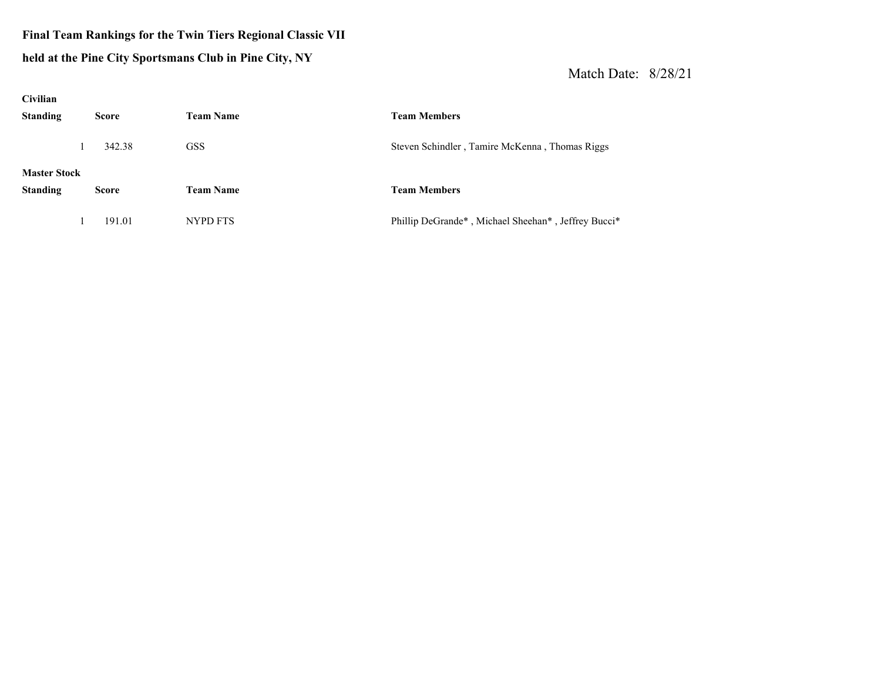**Final Team Rankings for the Twin Tiers Regional Classic VII**

**held at the Pine City Sportsmans Club in Pine City, NY**

Match Date: 8/28/21

**Civilian**

| Standing | Score | Team Name | Team Members |
|---|---|---|---|
| 1 | 342.38 | GSS | Steven Schindler , Tamire McKenna , Thomas Riggs |

**Master Stock**

| Standing | Score | Team Name | Team Members |
|---|---|---|---|
| 1 | 191.01 | NYPD FTS | Phillip DeGrande* , Michael Sheehan* , Jeffrey Bucci* |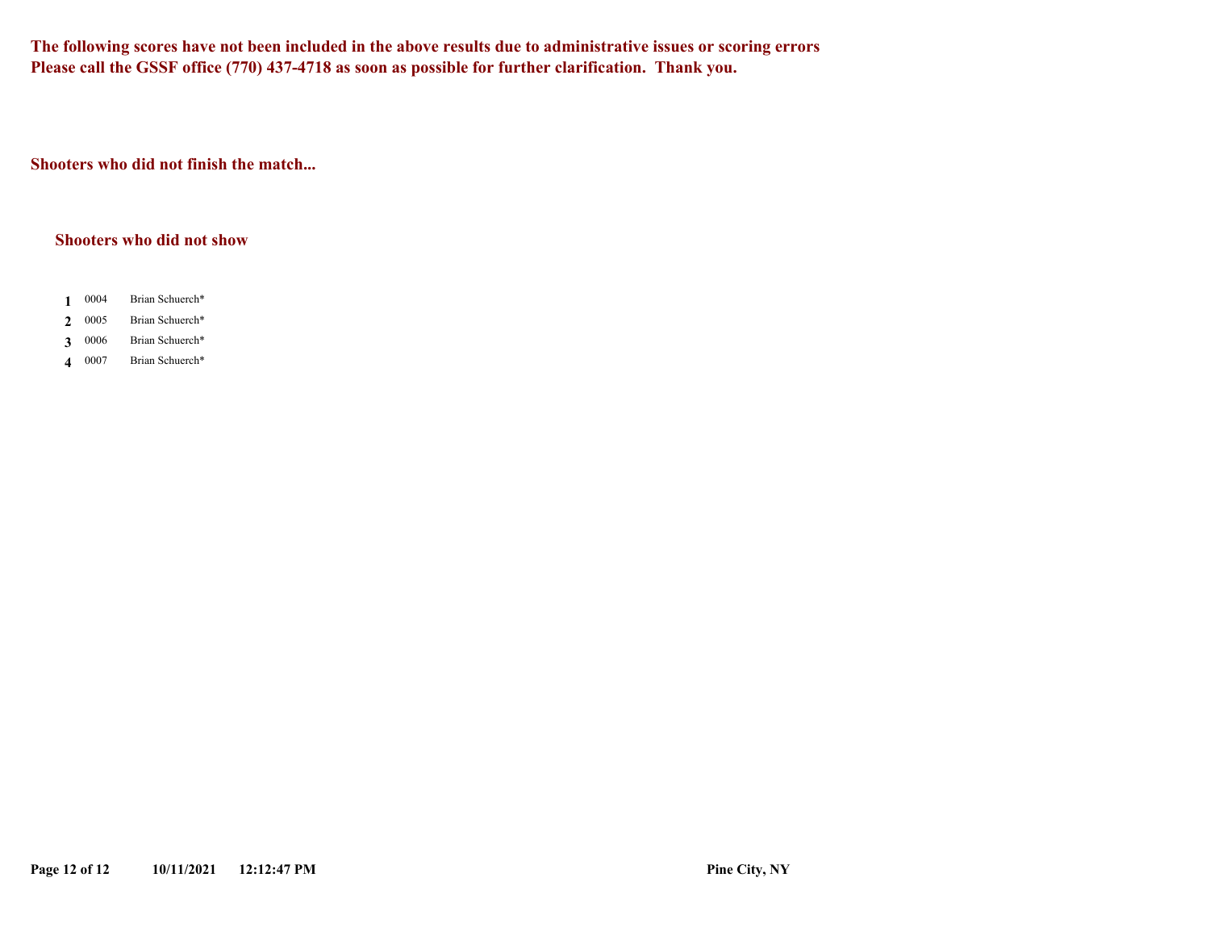**The following scores have not been included in the above results due to administrative issues or scoring errors**
**Please call the GSSF office (770) 437-4718 as soon as possible for further clarification. Thank you.**

**Shooters who did not finish the match...**

**Shooters who did not show**

| | | |
|---|---|---|
| **1** | 0004 | Brian Schuerch* |
| **2** | 0005 | Brian Schuerch* |
| **3** | 0006 | Brian Schuerch* |
| **4** | 0007 | Brian Schuerch* |